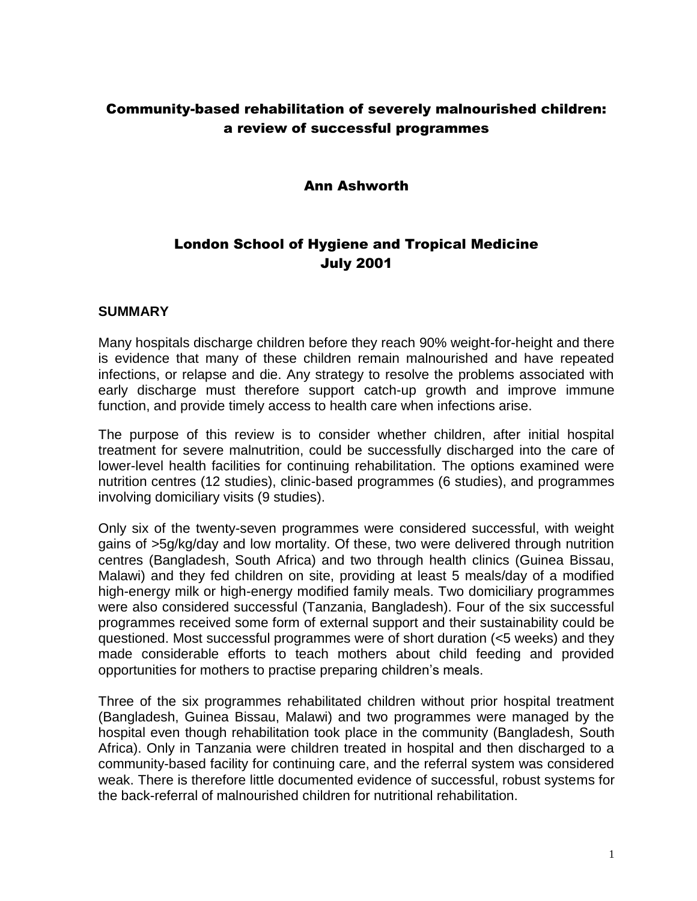# Community-based rehabilitation of severely malnourished children: a review of successful programmes

Ann Ashworth

London School of Hygiene and Tropical Medicine
July 2001

## SUMMARY

Many hospitals discharge children before they reach 90% weight-for-height and there is evidence that many of these children remain malnourished and have repeated infections, or relapse and die. Any strategy to resolve the problems associated with early discharge must therefore support catch-up growth and improve immune function, and provide timely access to health care when infections arise.

The purpose of this review is to consider whether children, after initial hospital treatment for severe malnutrition, could be successfully discharged into the care of lower-level health facilities for continuing rehabilitation. The options examined were nutrition centres (12 studies), clinic-based programmes (6 studies), and programmes involving domiciliary visits (9 studies).

Only six of the twenty-seven programmes were considered successful, with weight gains of >5g/kg/day and low mortality. Of these, two were delivered through nutrition centres (Bangladesh, South Africa) and two through health clinics (Guinea Bissau, Malawi) and they fed children on site, providing at least 5 meals/day of a modified high-energy milk or high-energy modified family meals. Two domiciliary programmes were also considered successful (Tanzania, Bangladesh). Four of the six successful programmes received some form of external support and their sustainability could be questioned. Most successful programmes were of short duration (<5 weeks) and they made considerable efforts to teach mothers about child feeding and provided opportunities for mothers to practise preparing children's meals.

Three of the six programmes rehabilitated children without prior hospital treatment (Bangladesh, Guinea Bissau, Malawi) and two programmes were managed by the hospital even though rehabilitation took place in the community (Bangladesh, South Africa). Only in Tanzania were children treated in hospital and then discharged to a community-based facility for continuing care, and the referral system was considered weak. There is therefore little documented evidence of successful, robust systems for the back-referral of malnourished children for nutritional rehabilitation.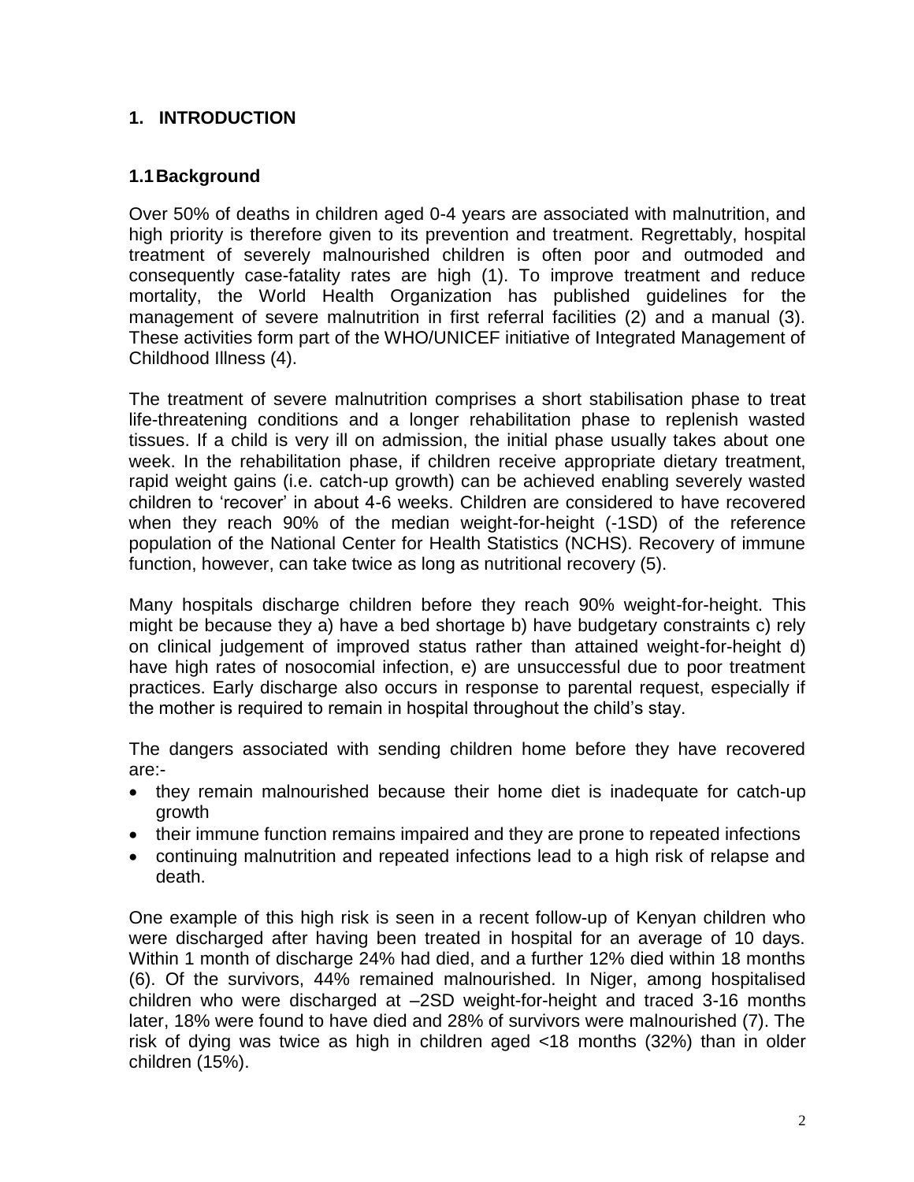# 1. INTRODUCTION

## 1.1 Background

Over 50% of deaths in children aged 0-4 years are associated with malnutrition, and high priority is therefore given to its prevention and treatment. Regrettably, hospital treatment of severely malnourished children is often poor and outmoded and consequently case-fatality rates are high (1). To improve treatment and reduce mortality, the World Health Organization has published guidelines for the management of severe malnutrition in first referral facilities (2) and a manual (3). These activities form part of the WHO/UNICEF initiative of Integrated Management of Childhood Illness (4).

The treatment of severe malnutrition comprises a short stabilisation phase to treat life-threatening conditions and a longer rehabilitation phase to replenish wasted tissues. If a child is very ill on admission, the initial phase usually takes about one week. In the rehabilitation phase, if children receive appropriate dietary treatment, rapid weight gains (i.e. catch-up growth) can be achieved enabling severely wasted children to 'recover' in about 4-6 weeks. Children are considered to have recovered when they reach 90% of the median weight-for-height (-1SD) of the reference population of the National Center for Health Statistics (NCHS). Recovery of immune function, however, can take twice as long as nutritional recovery (5).

Many hospitals discharge children before they reach 90% weight-for-height. This might be because they a) have a bed shortage b) have budgetary constraints c) rely on clinical judgement of improved status rather than attained weight-for-height d) have high rates of nosocomial infection, e) are unsuccessful due to poor treatment practices. Early discharge also occurs in response to parental request, especially if the mother is required to remain in hospital throughout the child's stay.

The dangers associated with sending children home before they have recovered are:-

- they remain malnourished because their home diet is inadequate for catch-up growth
- their immune function remains impaired and they are prone to repeated infections
- continuing malnutrition and repeated infections lead to a high risk of relapse and death.

One example of this high risk is seen in a recent follow-up of Kenyan children who were discharged after having been treated in hospital for an average of 10 days. Within 1 month of discharge 24% had died, and a further 12% died within 18 months (6). Of the survivors, 44% remained malnourished. In Niger, among hospitalised children who were discharged at –2SD weight-for-height and traced 3-16 months later, 18% were found to have died and 28% of survivors were malnourished (7). The risk of dying was twice as high in children aged <18 months (32%) than in older children (15%).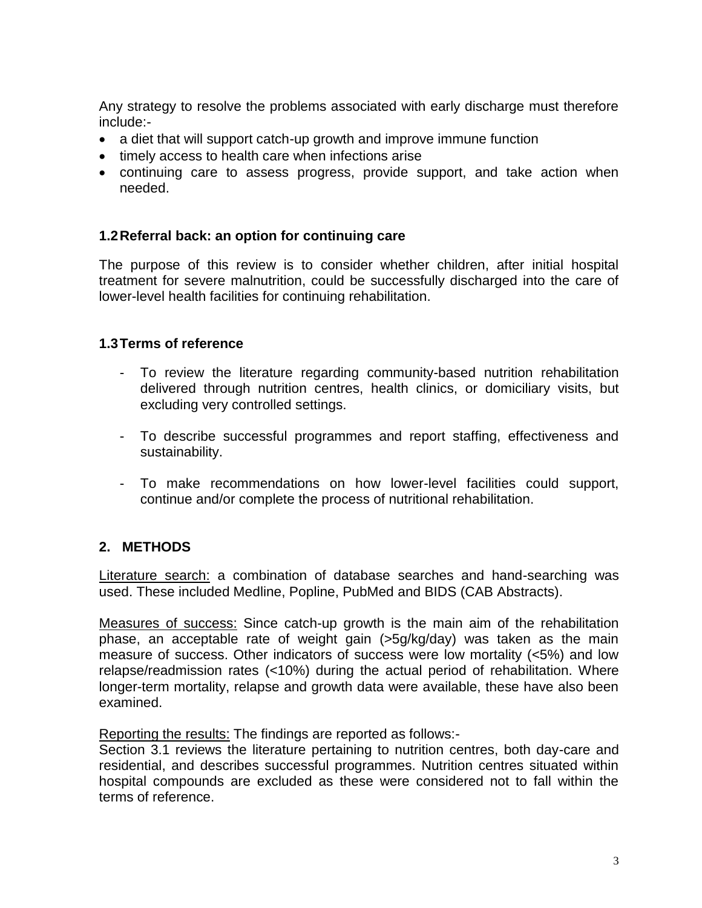Any strategy to resolve the problems associated with early discharge must therefore include:-

- a diet that will support catch-up growth and improve immune function
- timely access to health care when infections arise
- continuing care to assess progress, provide support, and take action when needed.

### 1.2 Referral back: an option for continuing care

The purpose of this review is to consider whether children, after initial hospital treatment for severe malnutrition, could be successfully discharged into the care of lower-level health facilities for continuing rehabilitation.

### 1.3 Terms of reference

- To review the literature regarding community-based nutrition rehabilitation delivered through nutrition centres, health clinics, or domiciliary visits, but excluding very controlled settings.

- To describe successful programmes and report staffing, effectiveness and sustainability.

- To make recommendations on how lower-level facilities could support, continue and/or complete the process of nutritional rehabilitation.

## 2. METHODS

<u>Literature search:</u> a combination of database searches and hand-searching was used. These included Medline, Popline, PubMed and BIDS (CAB Abstracts).

<u>Measures of success:</u> Since catch-up growth is the main aim of the rehabilitation phase, an acceptable rate of weight gain (>5g/kg/day) was taken as the main measure of success. Other indicators of success were low mortality (<5%) and low relapse/readmission rates (<10%) during the actual period of rehabilitation. Where longer-term mortality, relapse and growth data were available, these have also been examined.

<u>Reporting the results:</u> The findings are reported as follows:-
Section 3.1 reviews the literature pertaining to nutrition centres, both day-care and residential, and describes successful programmes. Nutrition centres situated within hospital compounds are excluded as these were considered not to fall within the terms of reference.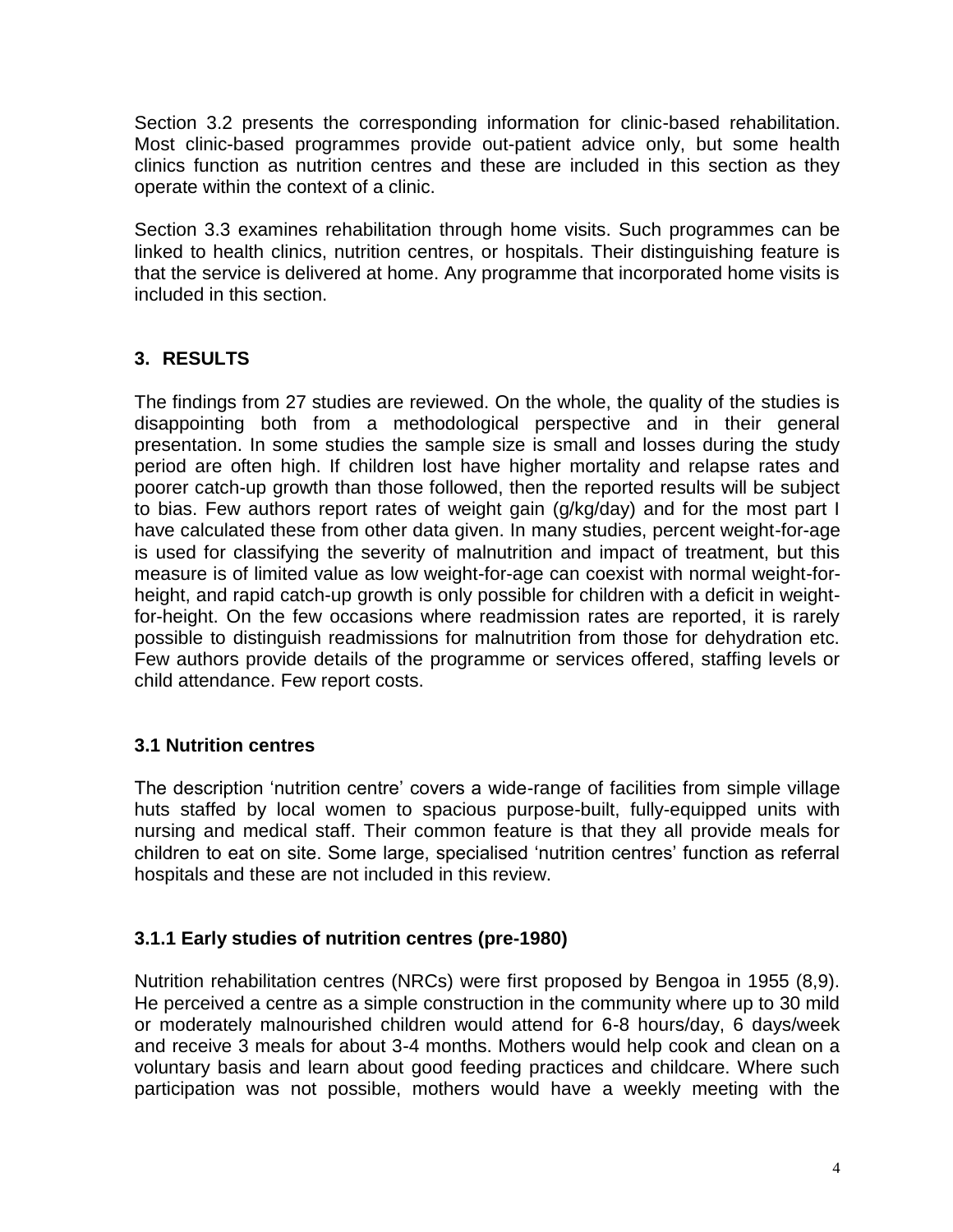Section 3.2 presents the corresponding information for clinic-based rehabilitation. Most clinic-based programmes provide out-patient advice only, but some health clinics function as nutrition centres and these are included in this section as they operate within the context of a clinic.

Section 3.3 examines rehabilitation through home visits. Such programmes can be linked to health clinics, nutrition centres, or hospitals. Their distinguishing feature is that the service is delivered at home. Any programme that incorporated home visits is included in this section.

## 3. RESULTS

The findings from 27 studies are reviewed. On the whole, the quality of the studies is disappointing both from a methodological perspective and in their general presentation. In some studies the sample size is small and losses during the study period are often high. If children lost have higher mortality and relapse rates and poorer catch-up growth than those followed, then the reported results will be subject to bias. Few authors report rates of weight gain (g/kg/day) and for the most part I have calculated these from other data given. In many studies, percent weight-for-age is used for classifying the severity of malnutrition and impact of treatment, but this measure is of limited value as low weight-for-age can coexist with normal weight-for-height, and rapid catch-up growth is only possible for children with a deficit in weight-for-height. On the few occasions where readmission rates are reported, it is rarely possible to distinguish readmissions for malnutrition from those for dehydration etc. Few authors provide details of the programme or services offered, staffing levels or child attendance. Few report costs.

### 3.1 Nutrition centres

The description 'nutrition centre' covers a wide-range of facilities from simple village huts staffed by local women to spacious purpose-built, fully-equipped units with nursing and medical staff. Their common feature is that they all provide meals for children to eat on site. Some large, specialised 'nutrition centres' function as referral hospitals and these are not included in this review.

#### 3.1.1 Early studies of nutrition centres (pre-1980)

Nutrition rehabilitation centres (NRCs) were first proposed by Bengoa in 1955 (8,9). He perceived a centre as a simple construction in the community where up to 30 mild or moderately malnourished children would attend for 6-8 hours/day, 6 days/week and receive 3 meals for about 3-4 months. Mothers would help cook and clean on a voluntary basis and learn about good feeding practices and childcare. Where such participation was not possible, mothers would have a weekly meeting with the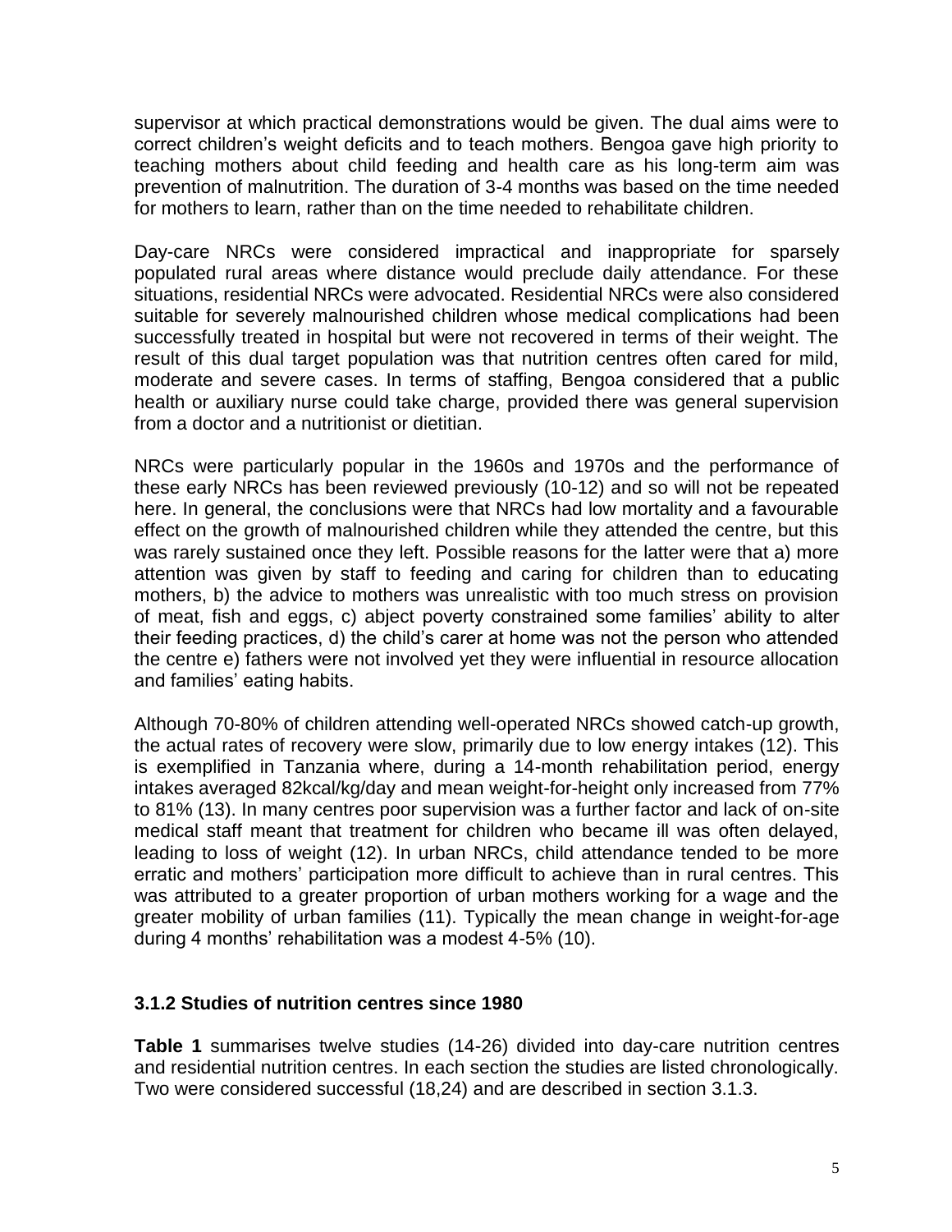supervisor at which practical demonstrations would be given. The dual aims were to correct children's weight deficits and to teach mothers. Bengoa gave high priority to teaching mothers about child feeding and health care as his long-term aim was prevention of malnutrition. The duration of 3-4 months was based on the time needed for mothers to learn, rather than on the time needed to rehabilitate children.

Day-care NRCs were considered impractical and inappropriate for sparsely populated rural areas where distance would preclude daily attendance. For these situations, residential NRCs were advocated. Residential NRCs were also considered suitable for severely malnourished children whose medical complications had been successfully treated in hospital but were not recovered in terms of their weight. The result of this dual target population was that nutrition centres often cared for mild, moderate and severe cases. In terms of staffing, Bengoa considered that a public health or auxiliary nurse could take charge, provided there was general supervision from a doctor and a nutritionist or dietitian.

NRCs were particularly popular in the 1960s and 1970s and the performance of these early NRCs has been reviewed previously (10-12) and so will not be repeated here. In general, the conclusions were that NRCs had low mortality and a favourable effect on the growth of malnourished children while they attended the centre, but this was rarely sustained once they left. Possible reasons for the latter were that a) more attention was given by staff to feeding and caring for children than to educating mothers, b) the advice to mothers was unrealistic with too much stress on provision of meat, fish and eggs, c) abject poverty constrained some families' ability to alter their feeding practices, d) the child's carer at home was not the person who attended the centre e) fathers were not involved yet they were influential in resource allocation and families' eating habits.

Although 70-80% of children attending well-operated NRCs showed catch-up growth, the actual rates of recovery were slow, primarily due to low energy intakes (12). This is exemplified in Tanzania where, during a 14-month rehabilitation period, energy intakes averaged 82kcal/kg/day and mean weight-for-height only increased from 77% to 81% (13). In many centres poor supervision was a further factor and lack of on-site medical staff meant that treatment for children who became ill was often delayed, leading to loss of weight (12). In urban NRCs, child attendance tended to be more erratic and mothers' participation more difficult to achieve than in rural centres. This was attributed to a greater proportion of urban mothers working for a wage and the greater mobility of urban families (11). Typically the mean change in weight-for-age during 4 months' rehabilitation was a modest 4-5% (10).

### 3.1.2 Studies of nutrition centres since 1980

**Table 1** summarises twelve studies (14-26) divided into day-care nutrition centres and residential nutrition centres. In each section the studies are listed chronologically. Two were considered successful (18,24) and are described in section 3.1.3.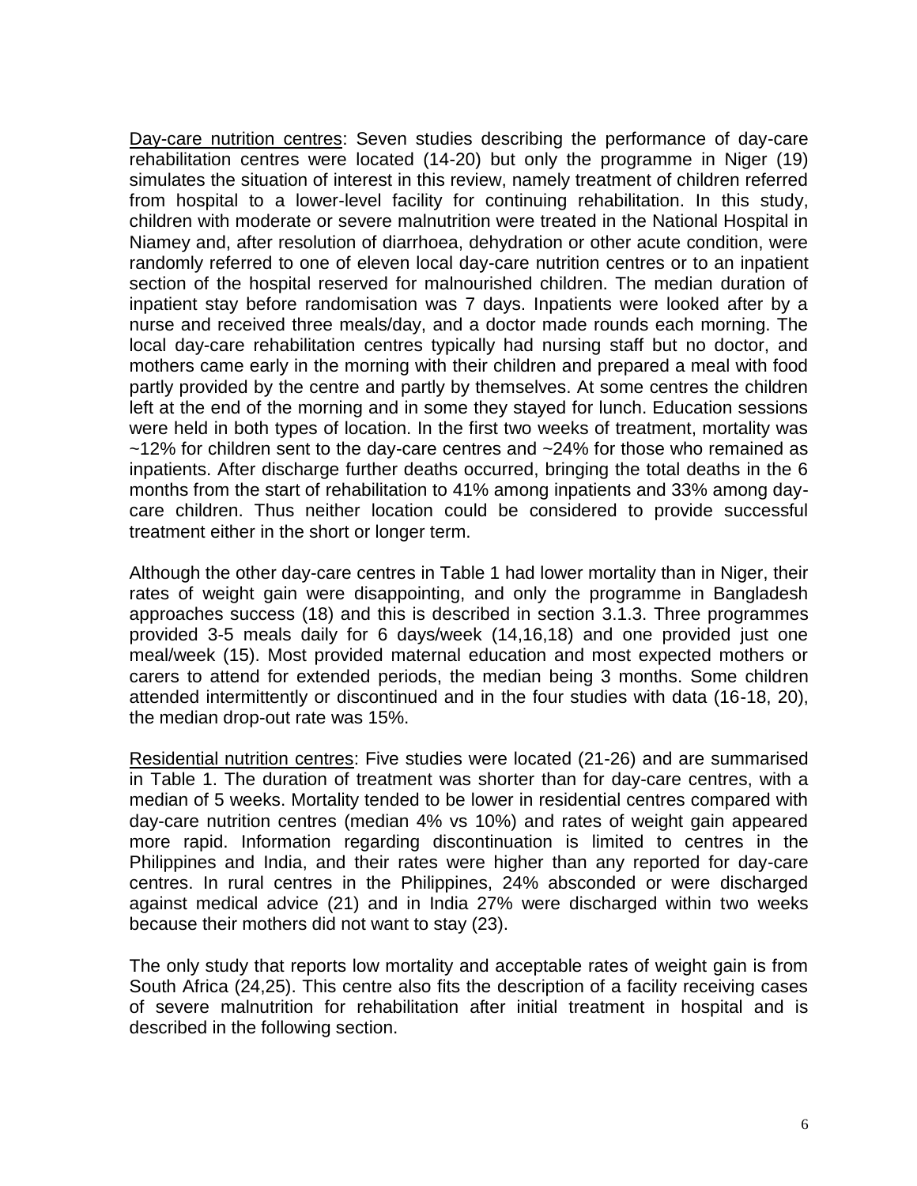Day-care nutrition centres: Seven studies describing the performance of day-care rehabilitation centres were located (14-20) but only the programme in Niger (19) simulates the situation of interest in this review, namely treatment of children referred from hospital to a lower-level facility for continuing rehabilitation. In this study, children with moderate or severe malnutrition were treated in the National Hospital in Niamey and, after resolution of diarrhoea, dehydration or other acute condition, were randomly referred to one of eleven local day-care nutrition centres or to an inpatient section of the hospital reserved for malnourished children. The median duration of inpatient stay before randomisation was 7 days. Inpatients were looked after by a nurse and received three meals/day, and a doctor made rounds each morning. The local day-care rehabilitation centres typically had nursing staff but no doctor, and mothers came early in the morning with their children and prepared a meal with food partly provided by the centre and partly by themselves. At some centres the children left at the end of the morning and in some they stayed for lunch. Education sessions were held in both types of location. In the first two weeks of treatment, mortality was ~12% for children sent to the day-care centres and ~24% for those who remained as inpatients. After discharge further deaths occurred, bringing the total deaths in the 6 months from the start of rehabilitation to 41% among inpatients and 33% among day-care children. Thus neither location could be considered to provide successful treatment either in the short or longer term.

Although the other day-care centres in Table 1 had lower mortality than in Niger, their rates of weight gain were disappointing, and only the programme in Bangladesh approaches success (18) and this is described in section 3.1.3. Three programmes provided 3-5 meals daily for 6 days/week (14,16,18) and one provided just one meal/week (15). Most provided maternal education and most expected mothers or carers to attend for extended periods, the median being 3 months. Some children attended intermittently or discontinued and in the four studies with data (16-18, 20), the median drop-out rate was 15%.

Residential nutrition centres: Five studies were located (21-26) and are summarised in Table 1. The duration of treatment was shorter than for day-care centres, with a median of 5 weeks. Mortality tended to be lower in residential centres compared with day-care nutrition centres (median 4% vs 10%) and rates of weight gain appeared more rapid. Information regarding discontinuation is limited to centres in the Philippines and India, and their rates were higher than any reported for day-care centres. In rural centres in the Philippines, 24% absconded or were discharged against medical advice (21) and in India 27% were discharged within two weeks because their mothers did not want to stay (23).

The only study that reports low mortality and acceptable rates of weight gain is from South Africa (24,25). This centre also fits the description of a facility receiving cases of severe malnutrition for rehabilitation after initial treatment in hospital and is described in the following section.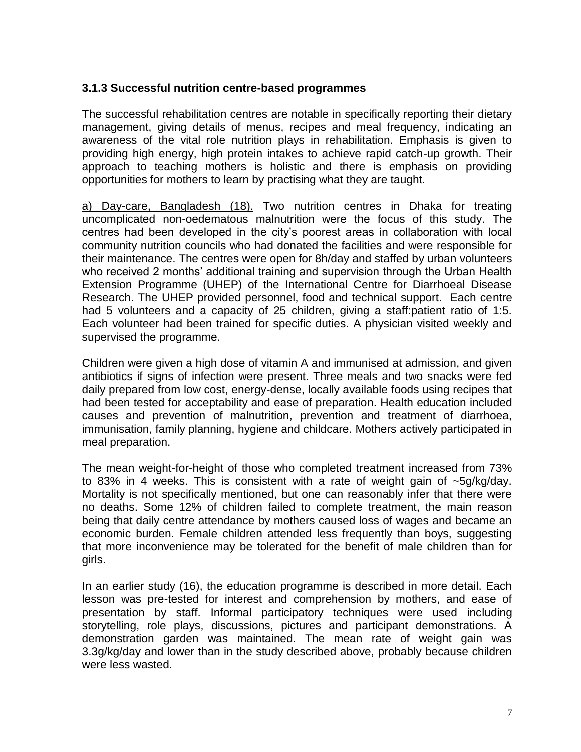### 3.1.3 Successful nutrition centre-based programmes

The successful rehabilitation centres are notable in specifically reporting their dietary management, giving details of menus, recipes and meal frequency, indicating an awareness of the vital role nutrition plays in rehabilitation. Emphasis is given to providing high energy, high protein intakes to achieve rapid catch-up growth. Their approach to teaching mothers is holistic and there is emphasis on providing opportunities for mothers to learn by practising what they are taught.

a) Day-care, Bangladesh (18). Two nutrition centres in Dhaka for treating uncomplicated non-oedematous malnutrition were the focus of this study. The centres had been developed in the city's poorest areas in collaboration with local community nutrition councils who had donated the facilities and were responsible for their maintenance. The centres were open for 8h/day and staffed by urban volunteers who received 2 months' additional training and supervision through the Urban Health Extension Programme (UHEP) of the International Centre for Diarrhoeal Disease Research. The UHEP provided personnel, food and technical support. Each centre had 5 volunteers and a capacity of 25 children, giving a staff:patient ratio of 1:5. Each volunteer had been trained for specific duties. A physician visited weekly and supervised the programme.

Children were given a high dose of vitamin A and immunised at admission, and given antibiotics if signs of infection were present. Three meals and two snacks were fed daily prepared from low cost, energy-dense, locally available foods using recipes that had been tested for acceptability and ease of preparation. Health education included causes and prevention of malnutrition, prevention and treatment of diarrhoea, immunisation, family planning, hygiene and childcare. Mothers actively participated in meal preparation.

The mean weight-for-height of those who completed treatment increased from 73% to 83% in 4 weeks. This is consistent with a rate of weight gain of ~5g/kg/day. Mortality is not specifically mentioned, but one can reasonably infer that there were no deaths. Some 12% of children failed to complete treatment, the main reason being that daily centre attendance by mothers caused loss of wages and became an economic burden. Female children attended less frequently than boys, suggesting that more inconvenience may be tolerated for the benefit of male children than for girls.

In an earlier study (16), the education programme is described in more detail. Each lesson was pre-tested for interest and comprehension by mothers, and ease of presentation by staff. Informal participatory techniques were used including storytelling, role plays, discussions, pictures and participant demonstrations. A demonstration garden was maintained. The mean rate of weight gain was 3.3g/kg/day and lower than in the study described above, probably because children were less wasted.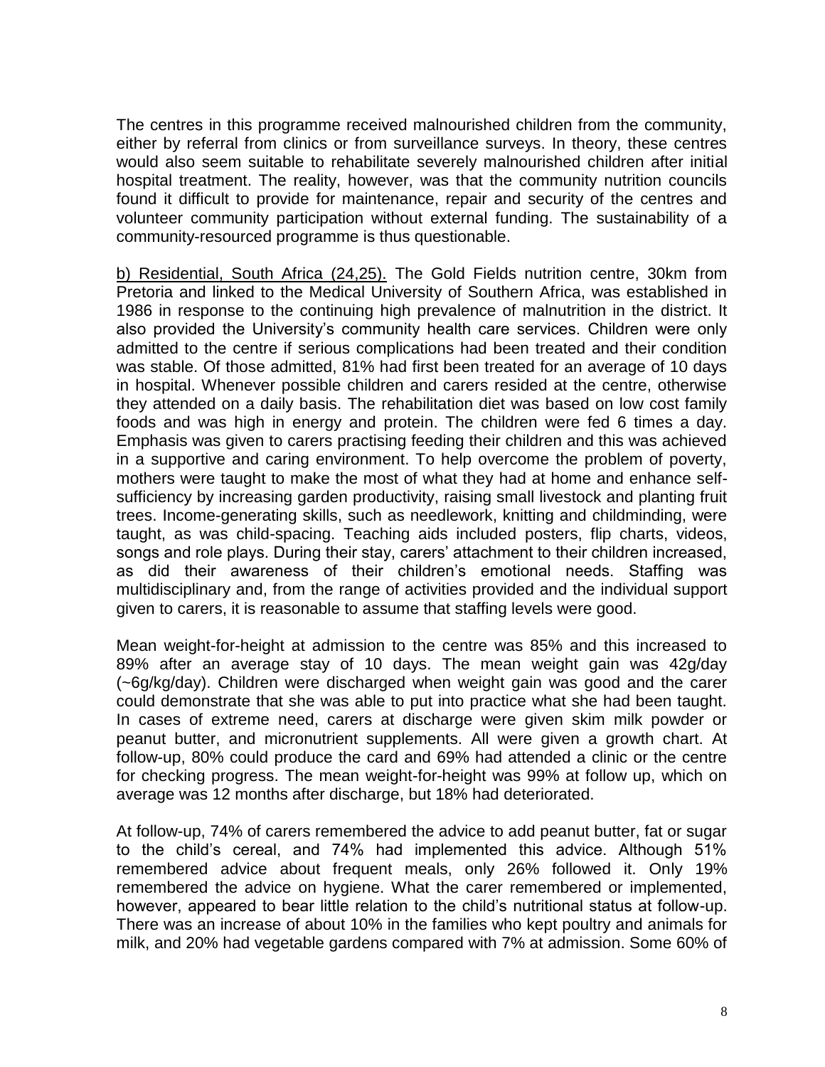The centres in this programme received malnourished children from the community, either by referral from clinics or from surveillance surveys. In theory, these centres would also seem suitable to rehabilitate severely malnourished children after initial hospital treatment. The reality, however, was that the community nutrition councils found it difficult to provide for maintenance, repair and security of the centres and volunteer community participation without external funding. The sustainability of a community-resourced programme is thus questionable.

<u>b) Residential, South Africa (24,25).</u> The Gold Fields nutrition centre, 30km from Pretoria and linked to the Medical University of Southern Africa, was established in 1986 in response to the continuing high prevalence of malnutrition in the district. It also provided the University's community health care services. Children were only admitted to the centre if serious complications had been treated and their condition was stable. Of those admitted, 81% had first been treated for an average of 10 days in hospital. Whenever possible children and carers resided at the centre, otherwise they attended on a daily basis. The rehabilitation diet was based on low cost family foods and was high in energy and protein. The children were fed 6 times a day. Emphasis was given to carers practising feeding their children and this was achieved in a supportive and caring environment. To help overcome the problem of poverty, mothers were taught to make the most of what they had at home and enhance self-sufficiency by increasing garden productivity, raising small livestock and planting fruit trees. Income-generating skills, such as needlework, knitting and childminding, were taught, as was child-spacing. Teaching aids included posters, flip charts, videos, songs and role plays. During their stay, carers' attachment to their children increased, as did their awareness of their children's emotional needs. Staffing was multidisciplinary and, from the range of activities provided and the individual support given to carers, it is reasonable to assume that staffing levels were good.

Mean weight-for-height at admission to the centre was 85% and this increased to 89% after an average stay of 10 days. The mean weight gain was 42g/day (~6g/kg/day). Children were discharged when weight gain was good and the carer could demonstrate that she was able to put into practice what she had been taught. In cases of extreme need, carers at discharge were given skim milk powder or peanut butter, and micronutrient supplements. All were given a growth chart. At follow-up, 80% could produce the card and 69% had attended a clinic or the centre for checking progress. The mean weight-for-height was 99% at follow up, which on average was 12 months after discharge, but 18% had deteriorated.

At follow-up, 74% of carers remembered the advice to add peanut butter, fat or sugar to the child's cereal, and 74% had implemented this advice. Although 51% remembered advice about frequent meals, only 26% followed it. Only 19% remembered the advice on hygiene. What the carer remembered or implemented, however, appeared to bear little relation to the child's nutritional status at follow-up. There was an increase of about 10% in the families who kept poultry and animals for milk, and 20% had vegetable gardens compared with 7% at admission. Some 60% of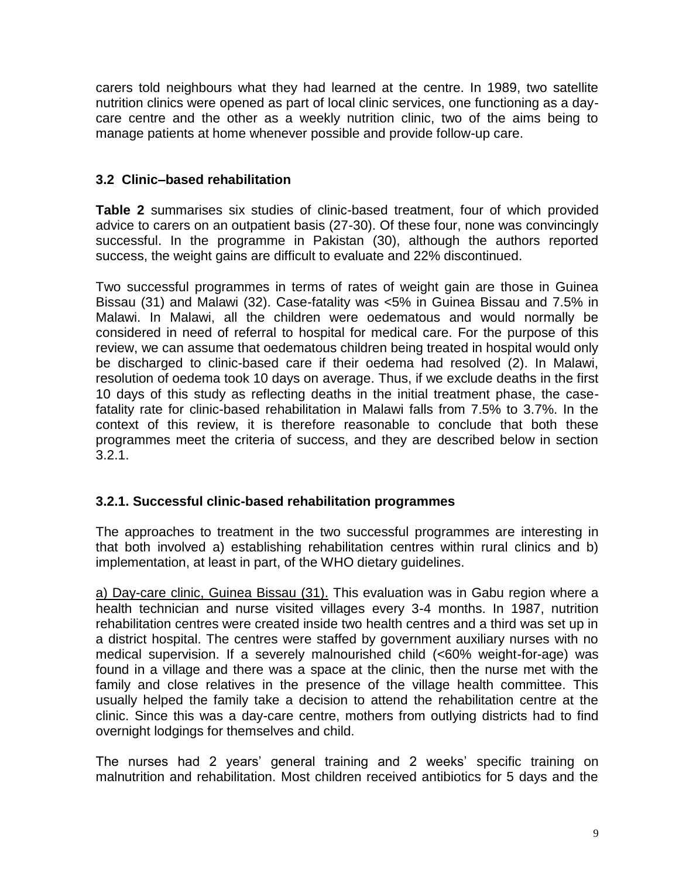carers told neighbours what they had learned at the centre. In 1989, two satellite nutrition clinics were opened as part of local clinic services, one functioning as a day-care centre and the other as a weekly nutrition clinic, two of the aims being to manage patients at home whenever possible and provide follow-up care.

### 3.2 Clinic–based rehabilitation

**Table 2** summarises six studies of clinic-based treatment, four of which provided advice to carers on an outpatient basis (27-30). Of these four, none was convincingly successful. In the programme in Pakistan (30), although the authors reported success, the weight gains are difficult to evaluate and 22% discontinued.

Two successful programmes in terms of rates of weight gain are those in Guinea Bissau (31) and Malawi (32). Case-fatality was <5% in Guinea Bissau and 7.5% in Malawi. In Malawi, all the children were oedematous and would normally be considered in need of referral to hospital for medical care. For the purpose of this review, we can assume that oedematous children being treated in hospital would only be discharged to clinic-based care if their oedema had resolved (2). In Malawi, resolution of oedema took 10 days on average. Thus, if we exclude deaths in the first 10 days of this study as reflecting deaths in the initial treatment phase, the case-fatality rate for clinic-based rehabilitation in Malawi falls from 7.5% to 3.7%. In the context of this review, it is therefore reasonable to conclude that both these programmes meet the criteria of success, and they are described below in section 3.2.1.

#### 3.2.1. Successful clinic-based rehabilitation programmes

The approaches to treatment in the two successful programmes are interesting in that both involved a) establishing rehabilitation centres within rural clinics and b) implementation, at least in part, of the WHO dietary guidelines.

<u>a) Day-care clinic, Guinea Bissau (31).</u> This evaluation was in Gabu region where a health technician and nurse visited villages every 3-4 months. In 1987, nutrition rehabilitation centres were created inside two health centres and a third was set up in a district hospital. The centres were staffed by government auxiliary nurses with no medical supervision. If a severely malnourished child (<60% weight-for-age) was found in a village and there was a space at the clinic, then the nurse met with the family and close relatives in the presence of the village health committee. This usually helped the family take a decision to attend the rehabilitation centre at the clinic. Since this was a day-care centre, mothers from outlying districts had to find overnight lodgings for themselves and child.

The nurses had 2 years' general training and 2 weeks' specific training on malnutrition and rehabilitation. Most children received antibiotics for 5 days and the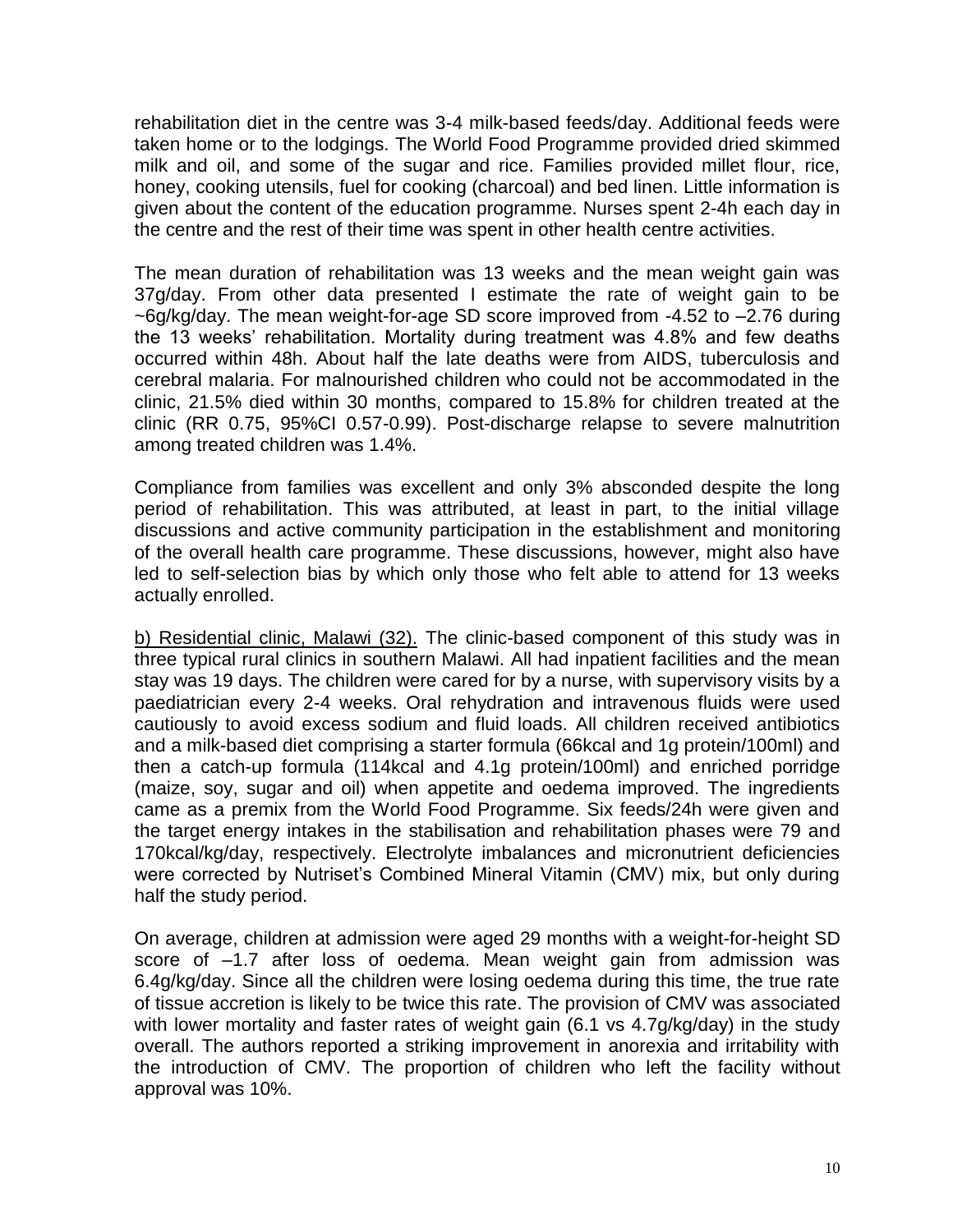rehabilitation diet in the centre was 3-4 milk-based feeds/day. Additional feeds were taken home or to the lodgings. The World Food Programme provided dried skimmed milk and oil, and some of the sugar and rice. Families provided millet flour, rice, honey, cooking utensils, fuel for cooking (charcoal) and bed linen. Little information is given about the content of the education programme. Nurses spent 2-4h each day in the centre and the rest of their time was spent in other health centre activities.

The mean duration of rehabilitation was 13 weeks and the mean weight gain was 37g/day. From other data presented I estimate the rate of weight gain to be ~6g/kg/day. The mean weight-for-age SD score improved from -4.52 to –2.76 during the 13 weeks' rehabilitation. Mortality during treatment was 4.8% and few deaths occurred within 48h. About half the late deaths were from AIDS, tuberculosis and cerebral malaria. For malnourished children who could not be accommodated in the clinic, 21.5% died within 30 months, compared to 15.8% for children treated at the clinic (RR 0.75, 95%CI 0.57-0.99). Post-discharge relapse to severe malnutrition among treated children was 1.4%.

Compliance from families was excellent and only 3% absconded despite the long period of rehabilitation. This was attributed, at least in part, to the initial village discussions and active community participation in the establishment and monitoring of the overall health care programme. These discussions, however, might also have led to self-selection bias by which only those who felt able to attend for 13 weeks actually enrolled.

b) Residential clinic, Malawi (32). The clinic-based component of this study was in three typical rural clinics in southern Malawi. All had inpatient facilities and the mean stay was 19 days. The children were cared for by a nurse, with supervisory visits by a paediatrician every 2-4 weeks. Oral rehydration and intravenous fluids were used cautiously to avoid excess sodium and fluid loads. All children received antibiotics and a milk-based diet comprising a starter formula (66kcal and 1g protein/100ml) and then a catch-up formula (114kcal and 4.1g protein/100ml) and enriched porridge (maize, soy, sugar and oil) when appetite and oedema improved. The ingredients came as a premix from the World Food Programme. Six feeds/24h were given and the target energy intakes in the stabilisation and rehabilitation phases were 79 and 170kcal/kg/day, respectively. Electrolyte imbalances and micronutrient deficiencies were corrected by Nutriset's Combined Mineral Vitamin (CMV) mix, but only during half the study period.

On average, children at admission were aged 29 months with a weight-for-height SD score of –1.7 after loss of oedema. Mean weight gain from admission was 6.4g/kg/day. Since all the children were losing oedema during this time, the true rate of tissue accretion is likely to be twice this rate. The provision of CMV was associated with lower mortality and faster rates of weight gain (6.1 vs 4.7g/kg/day) in the study overall. The authors reported a striking improvement in anorexia and irritability with the introduction of CMV. The proportion of children who left the facility without approval was 10%.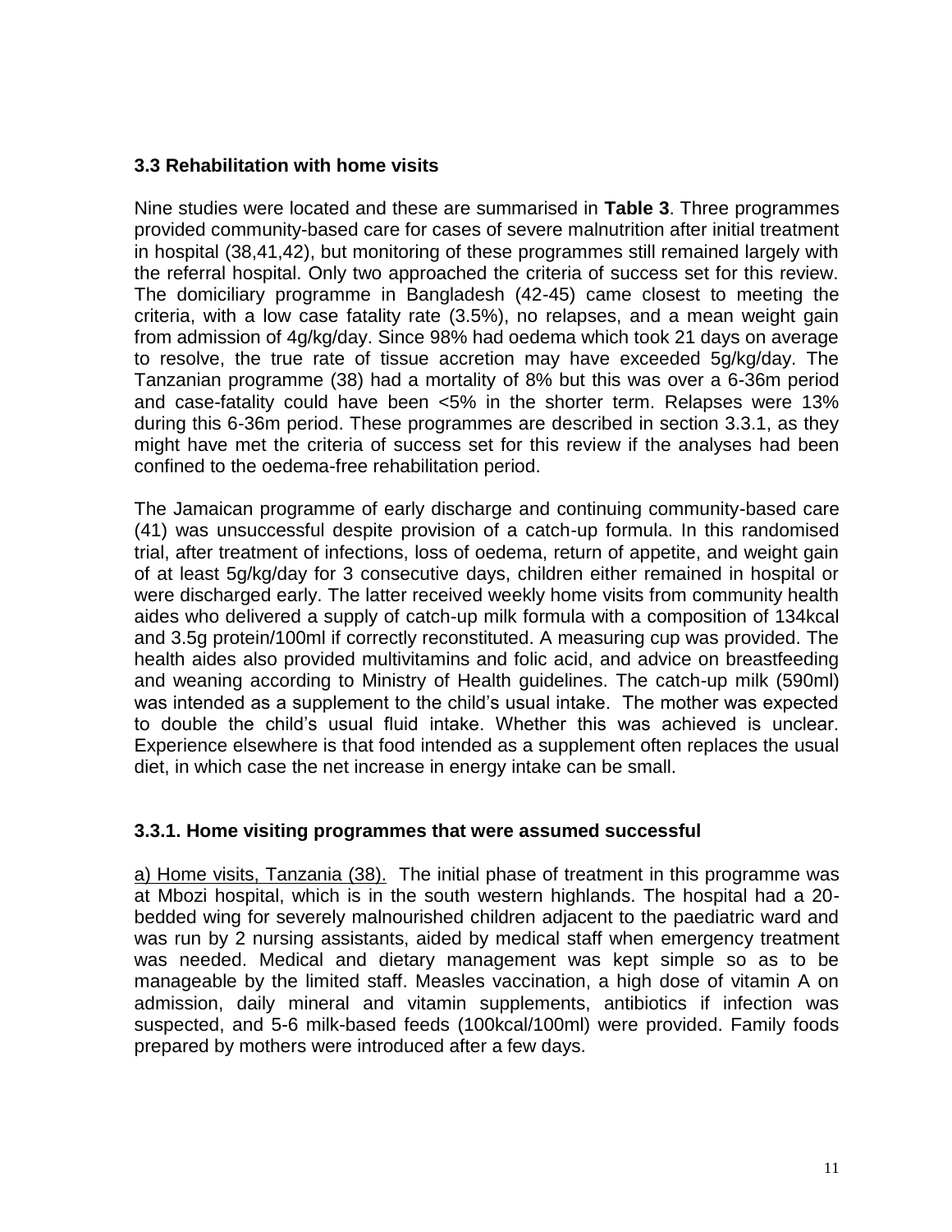### 3.3 Rehabilitation with home visits

Nine studies were located and these are summarised in **Table 3**. Three programmes provided community-based care for cases of severe malnutrition after initial treatment in hospital (38,41,42), but monitoring of these programmes still remained largely with the referral hospital. Only two approached the criteria of success set for this review. The domiciliary programme in Bangladesh (42-45) came closest to meeting the criteria, with a low case fatality rate (3.5%), no relapses, and a mean weight gain from admission of 4g/kg/day. Since 98% had oedema which took 21 days on average to resolve, the true rate of tissue accretion may have exceeded 5g/kg/day. The Tanzanian programme (38) had a mortality of 8% but this was over a 6-36m period and case-fatality could have been <5% in the shorter term. Relapses were 13% during this 6-36m period. These programmes are described in section 3.3.1, as they might have met the criteria of success set for this review if the analyses had been confined to the oedema-free rehabilitation period.

The Jamaican programme of early discharge and continuing community-based care (41) was unsuccessful despite provision of a catch-up formula. In this randomised trial, after treatment of infections, loss of oedema, return of appetite, and weight gain of at least 5g/kg/day for 3 consecutive days, children either remained in hospital or were discharged early. The latter received weekly home visits from community health aides who delivered a supply of catch-up milk formula with a composition of 134kcal and 3.5g protein/100ml if correctly reconstituted. A measuring cup was provided. The health aides also provided multivitamins and folic acid, and advice on breastfeeding and weaning according to Ministry of Health guidelines. The catch-up milk (590ml) was intended as a supplement to the child's usual intake. The mother was expected to double the child's usual fluid intake. Whether this was achieved is unclear. Experience elsewhere is that food intended as a supplement often replaces the usual diet, in which case the net increase in energy intake can be small.

#### 3.3.1. Home visiting programmes that were assumed successful

<u>a) Home visits, Tanzania (38).</u> The initial phase of treatment in this programme was at Mbozi hospital, which is in the south western highlands. The hospital had a 20-bedded wing for severely malnourished children adjacent to the paediatric ward and was run by 2 nursing assistants, aided by medical staff when emergency treatment was needed. Medical and dietary management was kept simple so as to be manageable by the limited staff. Measles vaccination, a high dose of vitamin A on admission, daily mineral and vitamin supplements, antibiotics if infection was suspected, and 5-6 milk-based feeds (100kcal/100ml) were provided. Family foods prepared by mothers were introduced after a few days.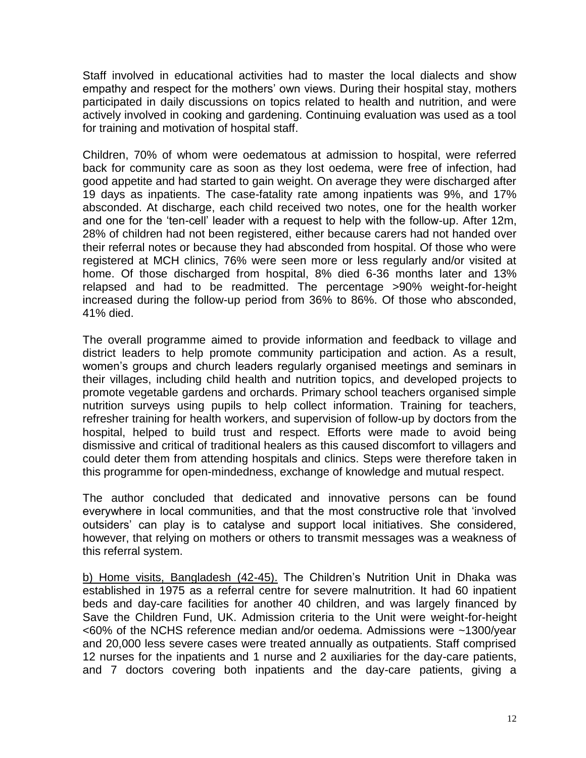Staff involved in educational activities had to master the local dialects and show empathy and respect for the mothers' own views. During their hospital stay, mothers participated in daily discussions on topics related to health and nutrition, and were actively involved in cooking and gardening. Continuing evaluation was used as a tool for training and motivation of hospital staff.

Children, 70% of whom were oedematous at admission to hospital, were referred back for community care as soon as they lost oedema, were free of infection, had good appetite and had started to gain weight. On average they were discharged after 19 days as inpatients. The case-fatality rate among inpatients was 9%, and 17% absconded. At discharge, each child received two notes, one for the health worker and one for the 'ten-cell' leader with a request to help with the follow-up. After 12m, 28% of children had not been registered, either because carers had not handed over their referral notes or because they had absconded from hospital. Of those who were registered at MCH clinics, 76% were seen more or less regularly and/or visited at home. Of those discharged from hospital, 8% died 6-36 months later and 13% relapsed and had to be readmitted. The percentage >90% weight-for-height increased during the follow-up period from 36% to 86%. Of those who absconded, 41% died.

The overall programme aimed to provide information and feedback to village and district leaders to help promote community participation and action. As a result, women's groups and church leaders regularly organised meetings and seminars in their villages, including child health and nutrition topics, and developed projects to promote vegetable gardens and orchards. Primary school teachers organised simple nutrition surveys using pupils to help collect information. Training for teachers, refresher training for health workers, and supervision of follow-up by doctors from the hospital, helped to build trust and respect. Efforts were made to avoid being dismissive and critical of traditional healers as this caused discomfort to villagers and could deter them from attending hospitals and clinics. Steps were therefore taken in this programme for open-mindedness, exchange of knowledge and mutual respect.

The author concluded that dedicated and innovative persons can be found everywhere in local communities, and that the most constructive role that 'involved outsiders' can play is to catalyse and support local initiatives. She considered, however, that relying on mothers or others to transmit messages was a weakness of this referral system.

<u>b) Home visits, Bangladesh (42-45).</u> The Children's Nutrition Unit in Dhaka was established in 1975 as a referral centre for severe malnutrition. It had 60 inpatient beds and day-care facilities for another 40 children, and was largely financed by Save the Children Fund, UK. Admission criteria to the Unit were weight-for-height <60% of the NCHS reference median and/or oedema. Admissions were ~1300/year and 20,000 less severe cases were treated annually as outpatients. Staff comprised 12 nurses for the inpatients and 1 nurse and 2 auxiliaries for the day-care patients, and 7 doctors covering both inpatients and the day-care patients, giving a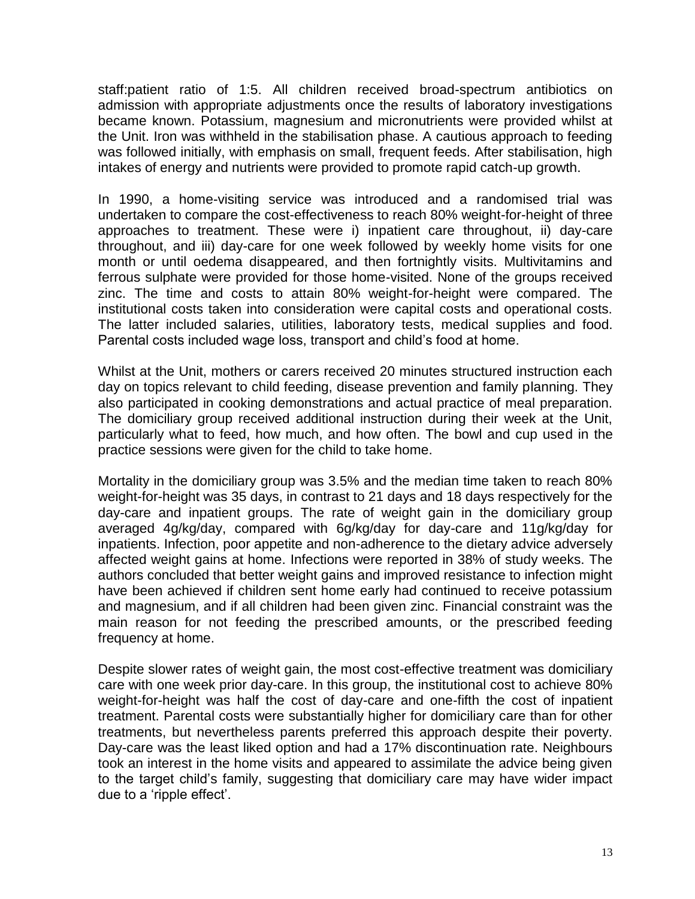staff:patient ratio of 1:5. All children received broad-spectrum antibiotics on admission with appropriate adjustments once the results of laboratory investigations became known. Potassium, magnesium and micronutrients were provided whilst at the Unit. Iron was withheld in the stabilisation phase. A cautious approach to feeding was followed initially, with emphasis on small, frequent feeds. After stabilisation, high intakes of energy and nutrients were provided to promote rapid catch-up growth.

In 1990, a home-visiting service was introduced and a randomised trial was undertaken to compare the cost-effectiveness to reach 80% weight-for-height of three approaches to treatment. These were i) inpatient care throughout, ii) day-care throughout, and iii) day-care for one week followed by weekly home visits for one month or until oedema disappeared, and then fortnightly visits. Multivitamins and ferrous sulphate were provided for those home-visited. None of the groups received zinc. The time and costs to attain 80% weight-for-height were compared. The institutional costs taken into consideration were capital costs and operational costs. The latter included salaries, utilities, laboratory tests, medical supplies and food. Parental costs included wage loss, transport and child's food at home.

Whilst at the Unit, mothers or carers received 20 minutes structured instruction each day on topics relevant to child feeding, disease prevention and family planning. They also participated in cooking demonstrations and actual practice of meal preparation. The domiciliary group received additional instruction during their week at the Unit, particularly what to feed, how much, and how often. The bowl and cup used in the practice sessions were given for the child to take home.

Mortality in the domiciliary group was 3.5% and the median time taken to reach 80% weight-for-height was 35 days, in contrast to 21 days and 18 days respectively for the day-care and inpatient groups. The rate of weight gain in the domiciliary group averaged 4g/kg/day, compared with 6g/kg/day for day-care and 11g/kg/day for inpatients. Infection, poor appetite and non-adherence to the dietary advice adversely affected weight gains at home. Infections were reported in 38% of study weeks. The authors concluded that better weight gains and improved resistance to infection might have been achieved if children sent home early had continued to receive potassium and magnesium, and if all children had been given zinc. Financial constraint was the main reason for not feeding the prescribed amounts, or the prescribed feeding frequency at home.

Despite slower rates of weight gain, the most cost-effective treatment was domiciliary care with one week prior day-care. In this group, the institutional cost to achieve 80% weight-for-height was half the cost of day-care and one-fifth the cost of inpatient treatment. Parental costs were substantially higher for domiciliary care than for other treatments, but nevertheless parents preferred this approach despite their poverty. Day-care was the least liked option and had a 17% discontinuation rate. Neighbours took an interest in the home visits and appeared to assimilate the advice being given to the target child's family, suggesting that domiciliary care may have wider impact due to a 'ripple effect'.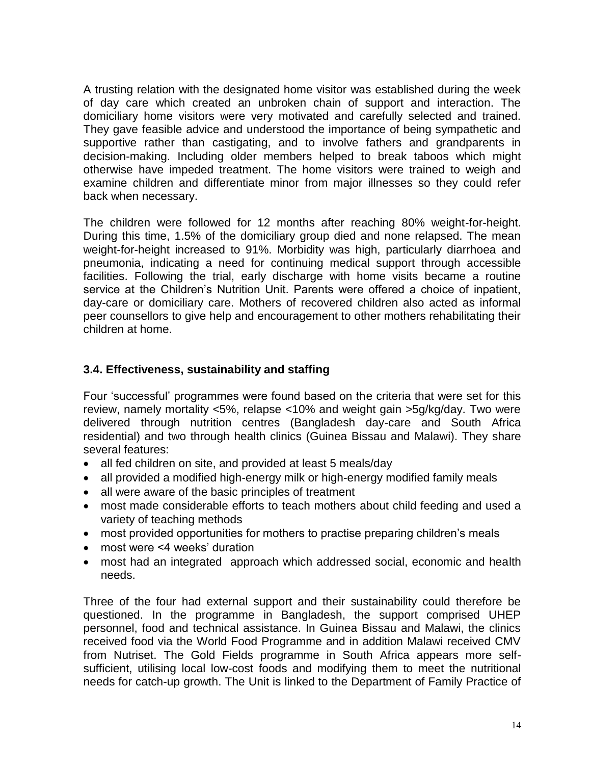A trusting relation with the designated home visitor was established during the week of day care which created an unbroken chain of support and interaction. The domiciliary home visitors were very motivated and carefully selected and trained. They gave feasible advice and understood the importance of being sympathetic and supportive rather than castigating, and to involve fathers and grandparents in decision-making. Including older members helped to break taboos which might otherwise have impeded treatment. The home visitors were trained to weigh and examine children and differentiate minor from major illnesses so they could refer back when necessary.

The children were followed for 12 months after reaching 80% weight-for-height. During this time, 1.5% of the domiciliary group died and none relapsed. The mean weight-for-height increased to 91%. Morbidity was high, particularly diarrhoea and pneumonia, indicating a need for continuing medical support through accessible facilities. Following the trial, early discharge with home visits became a routine service at the Children's Nutrition Unit. Parents were offered a choice of inpatient, day-care or domiciliary care. Mothers of recovered children also acted as informal peer counsellors to give help and encouragement to other mothers rehabilitating their children at home.

### 3.4. Effectiveness, sustainability and staffing

Four 'successful' programmes were found based on the criteria that were set for this review, namely mortality <5%, relapse <10% and weight gain >5g/kg/day. Two were delivered through nutrition centres (Bangladesh day-care and South Africa residential) and two through health clinics (Guinea Bissau and Malawi). They share several features:

- all fed children on site, and provided at least 5 meals/day
- all provided a modified high-energy milk or high-energy modified family meals
- all were aware of the basic principles of treatment
- most made considerable efforts to teach mothers about child feeding and used a variety of teaching methods
- most provided opportunities for mothers to practise preparing children's meals
- most were <4 weeks' duration
- most had an integrated approach which addressed social, economic and health needs.

Three of the four had external support and their sustainability could therefore be questioned. In the programme in Bangladesh, the support comprised UHEP personnel, food and technical assistance. In Guinea Bissau and Malawi, the clinics received food via the World Food Programme and in addition Malawi received CMV from Nutriset. The Gold Fields programme in South Africa appears more self-sufficient, utilising local low-cost foods and modifying them to meet the nutritional needs for catch-up growth. The Unit is linked to the Department of Family Practice of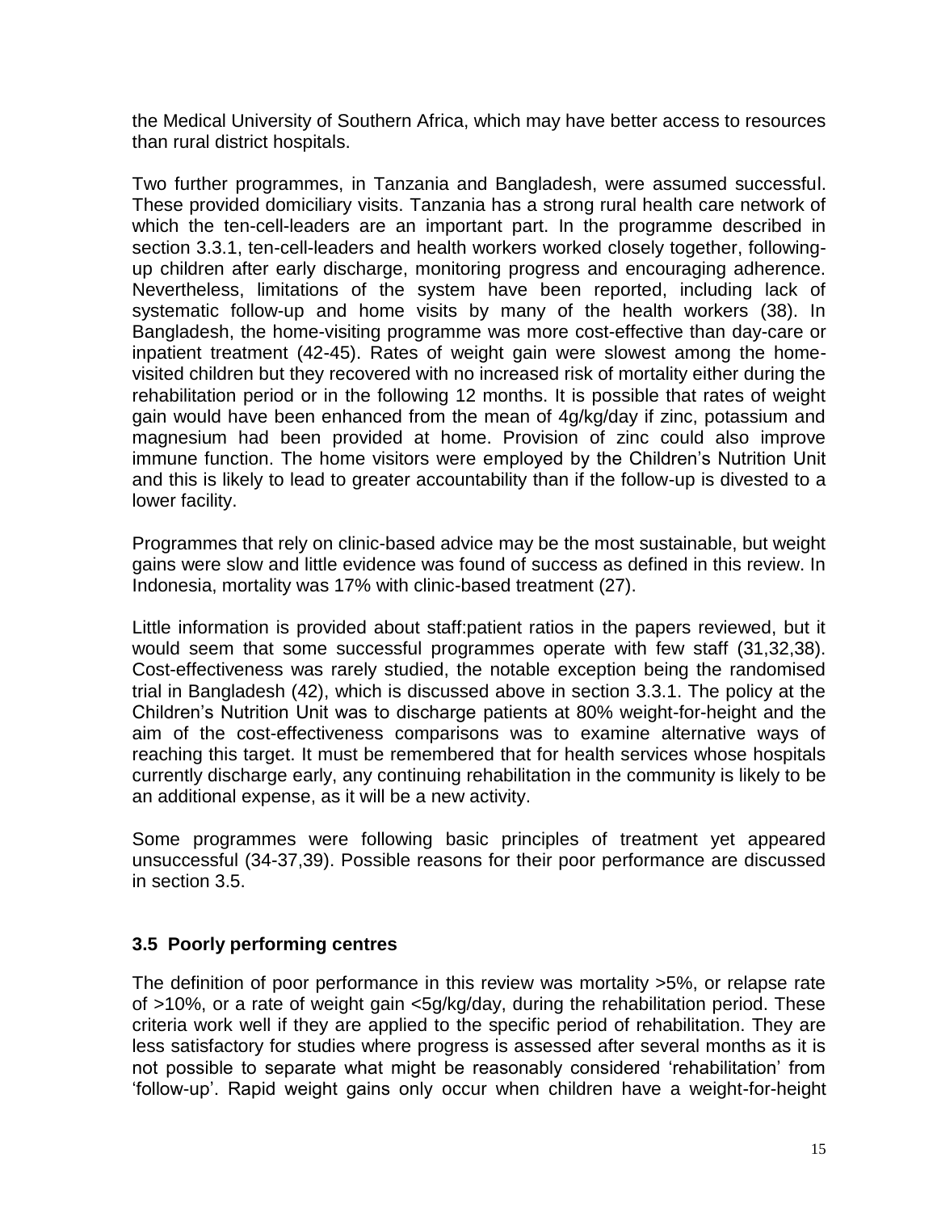the Medical University of Southern Africa, which may have better access to resources than rural district hospitals.

Two further programmes, in Tanzania and Bangladesh, were assumed successful. These provided domiciliary visits. Tanzania has a strong rural health care network of which the ten-cell-leaders are an important part. In the programme described in section 3.3.1, ten-cell-leaders and health workers worked closely together, following-up children after early discharge, monitoring progress and encouraging adherence. Nevertheless, limitations of the system have been reported, including lack of systematic follow-up and home visits by many of the health workers (38). In Bangladesh, the home-visiting programme was more cost-effective than day-care or inpatient treatment (42-45). Rates of weight gain were slowest among the home-visited children but they recovered with no increased risk of mortality either during the rehabilitation period or in the following 12 months. It is possible that rates of weight gain would have been enhanced from the mean of 4g/kg/day if zinc, potassium and magnesium had been provided at home. Provision of zinc could also improve immune function. The home visitors were employed by the Children's Nutrition Unit and this is likely to lead to greater accountability than if the follow-up is divested to a lower facility.

Programmes that rely on clinic-based advice may be the most sustainable, but weight gains were slow and little evidence was found of success as defined in this review. In Indonesia, mortality was 17% with clinic-based treatment (27).

Little information is provided about staff:patient ratios in the papers reviewed, but it would seem that some successful programmes operate with few staff (31,32,38). Cost-effectiveness was rarely studied, the notable exception being the randomised trial in Bangladesh (42), which is discussed above in section 3.3.1. The policy at the Children's Nutrition Unit was to discharge patients at 80% weight-for-height and the aim of the cost-effectiveness comparisons was to examine alternative ways of reaching this target. It must be remembered that for health services whose hospitals currently discharge early, any continuing rehabilitation in the community is likely to be an additional expense, as it will be a new activity.

Some programmes were following basic principles of treatment yet appeared unsuccessful (34-37,39). Possible reasons for their poor performance are discussed in section 3.5.

### 3.5 Poorly performing centres

The definition of poor performance in this review was mortality >5%, or relapse rate of >10%, or a rate of weight gain <5g/kg/day, during the rehabilitation period. These criteria work well if they are applied to the specific period of rehabilitation. They are less satisfactory for studies where progress is assessed after several months as it is not possible to separate what might be reasonably considered 'rehabilitation' from 'follow-up'. Rapid weight gains only occur when children have a weight-for-height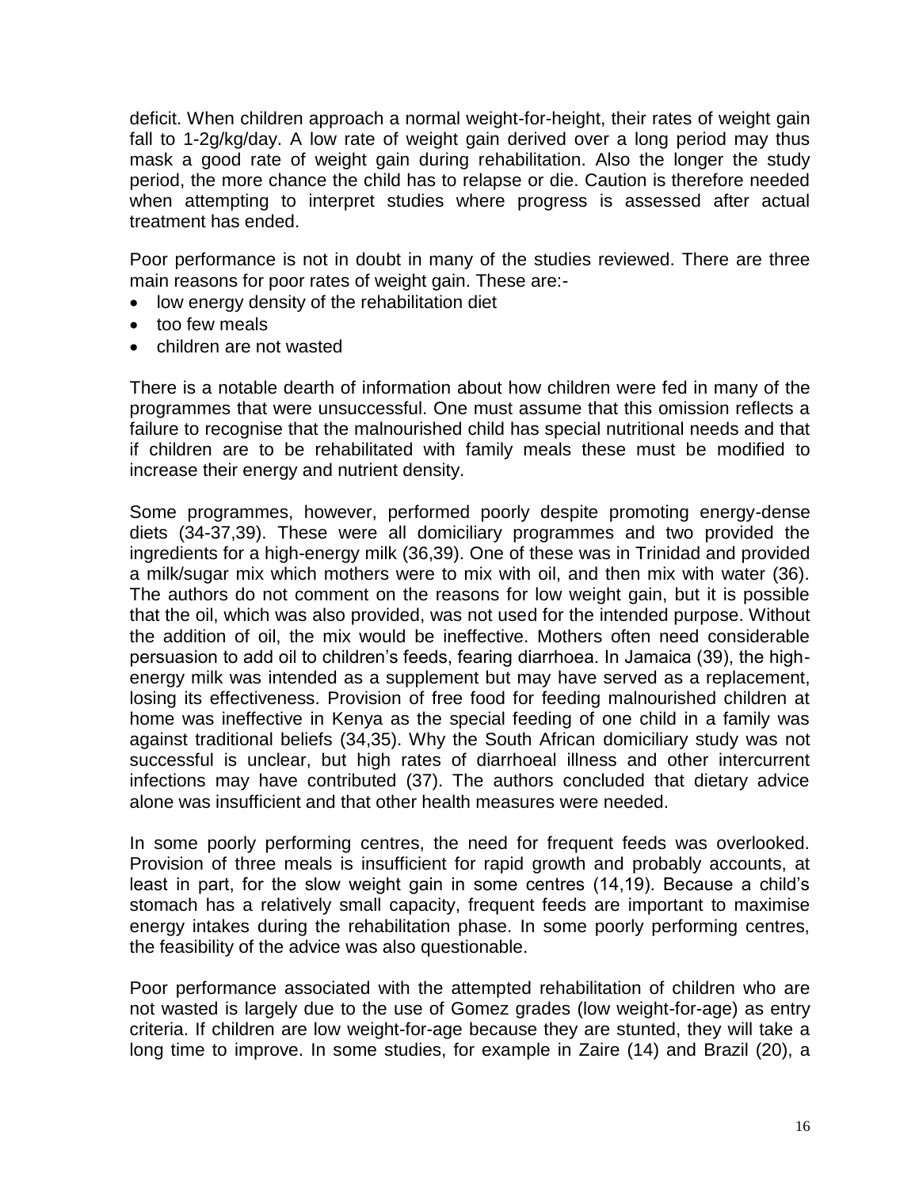deficit. When children approach a normal weight-for-height, their rates of weight gain fall to 1-2g/kg/day. A low rate of weight gain derived over a long period may thus mask a good rate of weight gain during rehabilitation. Also the longer the study period, the more chance the child has to relapse or die. Caution is therefore needed when attempting to interpret studies where progress is assessed after actual treatment has ended.

Poor performance is not in doubt in many of the studies reviewed. There are three main reasons for poor rates of weight gain. These are:-

- low energy density of the rehabilitation diet
- too few meals
- children are not wasted

There is a notable dearth of information about how children were fed in many of the programmes that were unsuccessful. One must assume that this omission reflects a failure to recognise that the malnourished child has special nutritional needs and that if children are to be rehabilitated with family meals these must be modified to increase their energy and nutrient density.

Some programmes, however, performed poorly despite promoting energy-dense diets (34-37,39). These were all domiciliary programmes and two provided the ingredients for a high-energy milk (36,39). One of these was in Trinidad and provided a milk/sugar mix which mothers were to mix with oil, and then mix with water (36). The authors do not comment on the reasons for low weight gain, but it is possible that the oil, which was also provided, was not used for the intended purpose. Without the addition of oil, the mix would be ineffective. Mothers often need considerable persuasion to add oil to children's feeds, fearing diarrhoea. In Jamaica (39), the high-energy milk was intended as a supplement but may have served as a replacement, losing its effectiveness. Provision of free food for feeding malnourished children at home was ineffective in Kenya as the special feeding of one child in a family was against traditional beliefs (34,35). Why the South African domiciliary study was not successful is unclear, but high rates of diarrhoeal illness and other intercurrent infections may have contributed (37). The authors concluded that dietary advice alone was insufficient and that other health measures were needed.

In some poorly performing centres, the need for frequent feeds was overlooked. Provision of three meals is insufficient for rapid growth and probably accounts, at least in part, for the slow weight gain in some centres (14,19). Because a child's stomach has a relatively small capacity, frequent feeds are important to maximise energy intakes during the rehabilitation phase. In some poorly performing centres, the feasibility of the advice was also questionable.

Poor performance associated with the attempted rehabilitation of children who are not wasted is largely due to the use of Gomez grades (low weight-for-age) as entry criteria. If children are low weight-for-age because they are stunted, they will take a long time to improve. In some studies, for example in Zaire (14) and Brazil (20), a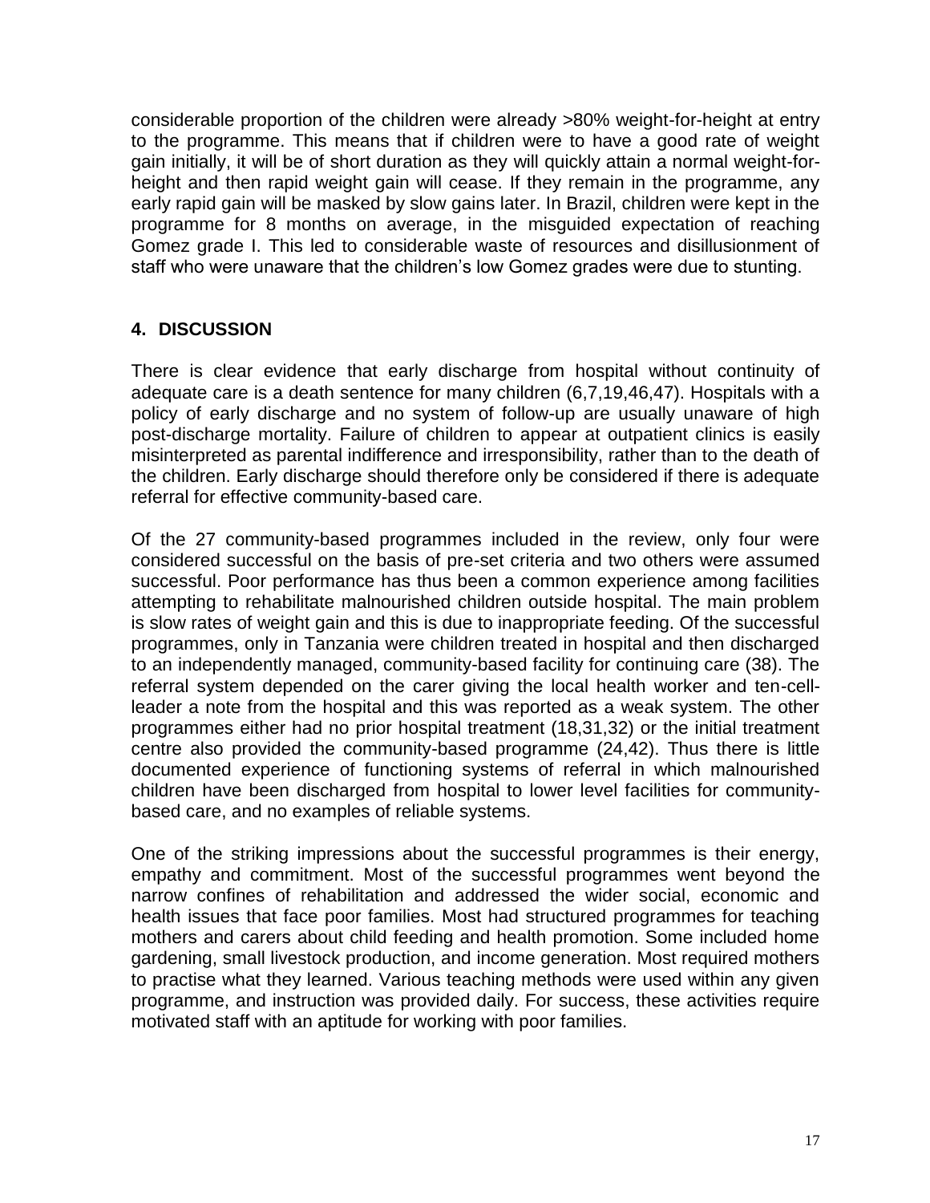considerable proportion of the children were already >80% weight-for-height at entry to the programme. This means that if children were to have a good rate of weight gain initially, it will be of short duration as they will quickly attain a normal weight-for-height and then rapid weight gain will cease. If they remain in the programme, any early rapid gain will be masked by slow gains later. In Brazil, children were kept in the programme for 8 months on average, in the misguided expectation of reaching Gomez grade I. This led to considerable waste of resources and disillusionment of staff who were unaware that the children's low Gomez grades were due to stunting.

## 4. DISCUSSION

There is clear evidence that early discharge from hospital without continuity of adequate care is a death sentence for many children (6,7,19,46,47). Hospitals with a policy of early discharge and no system of follow-up are usually unaware of high post-discharge mortality. Failure of children to appear at outpatient clinics is easily misinterpreted as parental indifference and irresponsibility, rather than to the death of the children. Early discharge should therefore only be considered if there is adequate referral for effective community-based care.

Of the 27 community-based programmes included in the review, only four were considered successful on the basis of pre-set criteria and two others were assumed successful. Poor performance has thus been a common experience among facilities attempting to rehabilitate malnourished children outside hospital. The main problem is slow rates of weight gain and this is due to inappropriate feeding. Of the successful programmes, only in Tanzania were children treated in hospital and then discharged to an independently managed, community-based facility for continuing care (38). The referral system depended on the carer giving the local health worker and ten-cell-leader a note from the hospital and this was reported as a weak system. The other programmes either had no prior hospital treatment (18,31,32) or the initial treatment centre also provided the community-based programme (24,42). Thus there is little documented experience of functioning systems of referral in which malnourished children have been discharged from hospital to lower level facilities for community-based care, and no examples of reliable systems.

One of the striking impressions about the successful programmes is their energy, empathy and commitment. Most of the successful programmes went beyond the narrow confines of rehabilitation and addressed the wider social, economic and health issues that face poor families. Most had structured programmes for teaching mothers and carers about child feeding and health promotion. Some included home gardening, small livestock production, and income generation. Most required mothers to practise what they learned. Various teaching methods were used within any given programme, and instruction was provided daily. For success, these activities require motivated staff with an aptitude for working with poor families.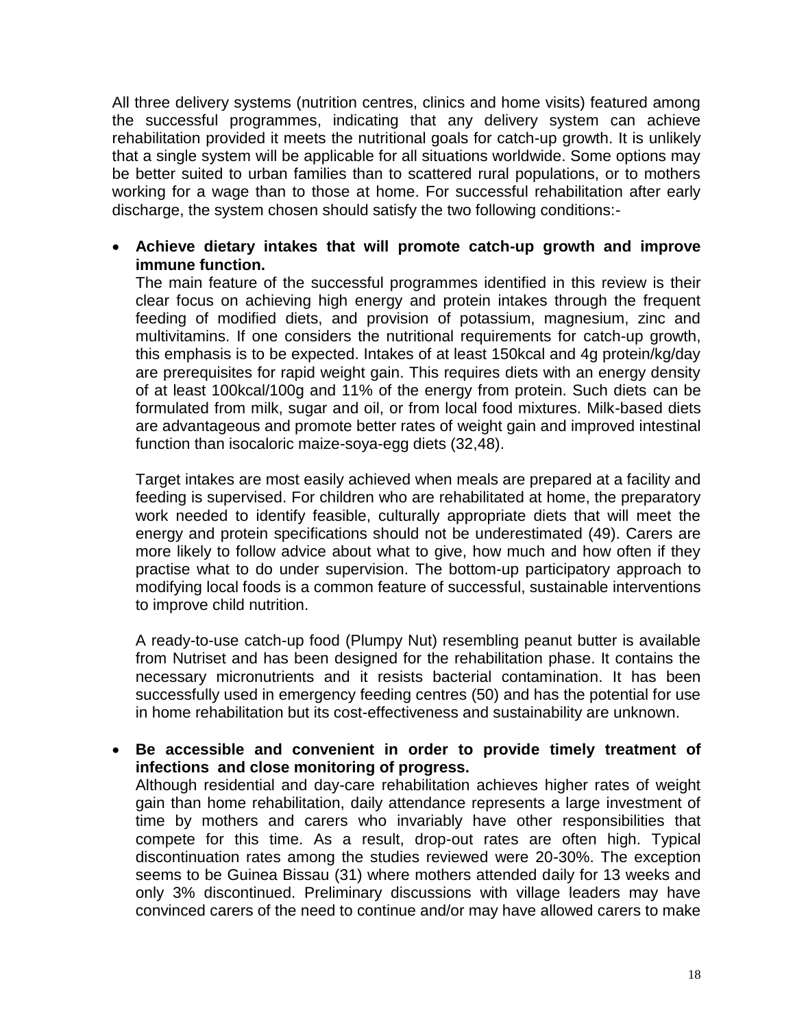All three delivery systems (nutrition centres, clinics and home visits) featured among the successful programmes, indicating that any delivery system can achieve rehabilitation provided it meets the nutritional goals for catch-up growth. It is unlikely that a single system will be applicable for all situations worldwide. Some options may be better suited to urban families than to scattered rural populations, or to mothers working for a wage than to those at home. For successful rehabilitation after early discharge, the system chosen should satisfy the two following conditions:-

- **Achieve dietary intakes that will promote catch-up growth and improve immune function.**
  The main feature of the successful programmes identified in this review is their clear focus on achieving high energy and protein intakes through the frequent feeding of modified diets, and provision of potassium, magnesium, zinc and multivitamins. If one considers the nutritional requirements for catch-up growth, this emphasis is to be expected. Intakes of at least 150kcal and 4g protein/kg/day are prerequisites for rapid weight gain. This requires diets with an energy density of at least 100kcal/100g and 11% of the energy from protein. Such diets can be formulated from milk, sugar and oil, or from local food mixtures. Milk-based diets are advantageous and promote better rates of weight gain and improved intestinal function than isocaloric maize-soya-egg diets (32,48).

  Target intakes are most easily achieved when meals are prepared at a facility and feeding is supervised. For children who are rehabilitated at home, the preparatory work needed to identify feasible, culturally appropriate diets that will meet the energy and protein specifications should not be underestimated (49). Carers are more likely to follow advice about what to give, how much and how often if they practise what to do under supervision. The bottom-up participatory approach to modifying local foods is a common feature of successful, sustainable interventions to improve child nutrition.

  A ready-to-use catch-up food (Plumpy Nut) resembling peanut butter is available from Nutriset and has been designed for the rehabilitation phase. It contains the necessary micronutrients and it resists bacterial contamination. It has been successfully used in emergency feeding centres (50) and has the potential for use in home rehabilitation but its cost-effectiveness and sustainability are unknown.

- **Be accessible and convenient in order to provide timely treatment of infections and close monitoring of progress.**
  Although residential and day-care rehabilitation achieves higher rates of weight gain than home rehabilitation, daily attendance represents a large investment of time by mothers and carers who invariably have other responsibilities that compete for this time. As a result, drop-out rates are often high. Typical discontinuation rates among the studies reviewed were 20-30%. The exception seems to be Guinea Bissau (31) where mothers attended daily for 13 weeks and only 3% discontinued. Preliminary discussions with village leaders may have convinced carers of the need to continue and/or may have allowed carers to make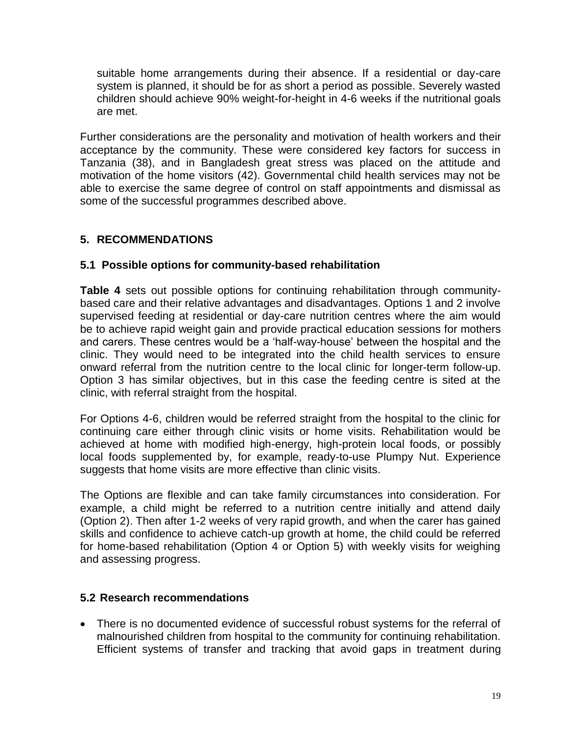suitable home arrangements during their absence. If a residential or day-care system is planned, it should be for as short a period as possible. Severely wasted children should achieve 90% weight-for-height in 4-6 weeks if the nutritional goals are met.

Further considerations are the personality and motivation of health workers and their acceptance by the community. These were considered key factors for success in Tanzania (38), and in Bangladesh great stress was placed on the attitude and motivation of the home visitors (42). Governmental child health services may not be able to exercise the same degree of control on staff appointments and dismissal as some of the successful programmes described above.

## 5. RECOMMENDATIONS

### 5.1 Possible options for community-based rehabilitation

**Table 4** sets out possible options for continuing rehabilitation through community-based care and their relative advantages and disadvantages. Options 1 and 2 involve supervised feeding at residential or day-care nutrition centres where the aim would be to achieve rapid weight gain and provide practical education sessions for mothers and carers. These centres would be a 'half-way-house' between the hospital and the clinic. They would need to be integrated into the child health services to ensure onward referral from the nutrition centre to the local clinic for longer-term follow-up. Option 3 has similar objectives, but in this case the feeding centre is sited at the clinic, with referral straight from the hospital.

For Options 4-6, children would be referred straight from the hospital to the clinic for continuing care either through clinic visits or home visits. Rehabilitation would be achieved at home with modified high-energy, high-protein local foods, or possibly local foods supplemented by, for example, ready-to-use Plumpy Nut. Experience suggests that home visits are more effective than clinic visits.

The Options are flexible and can take family circumstances into consideration. For example, a child might be referred to a nutrition centre initially and attend daily (Option 2). Then after 1-2 weeks of very rapid growth, and when the carer has gained skills and confidence to achieve catch-up growth at home, the child could be referred for home-based rehabilitation (Option 4 or Option 5) with weekly visits for weighing and assessing progress.

### 5.2 Research recommendations

- There is no documented evidence of successful robust systems for the referral of malnourished children from hospital to the community for continuing rehabilitation. Efficient systems of transfer and tracking that avoid gaps in treatment during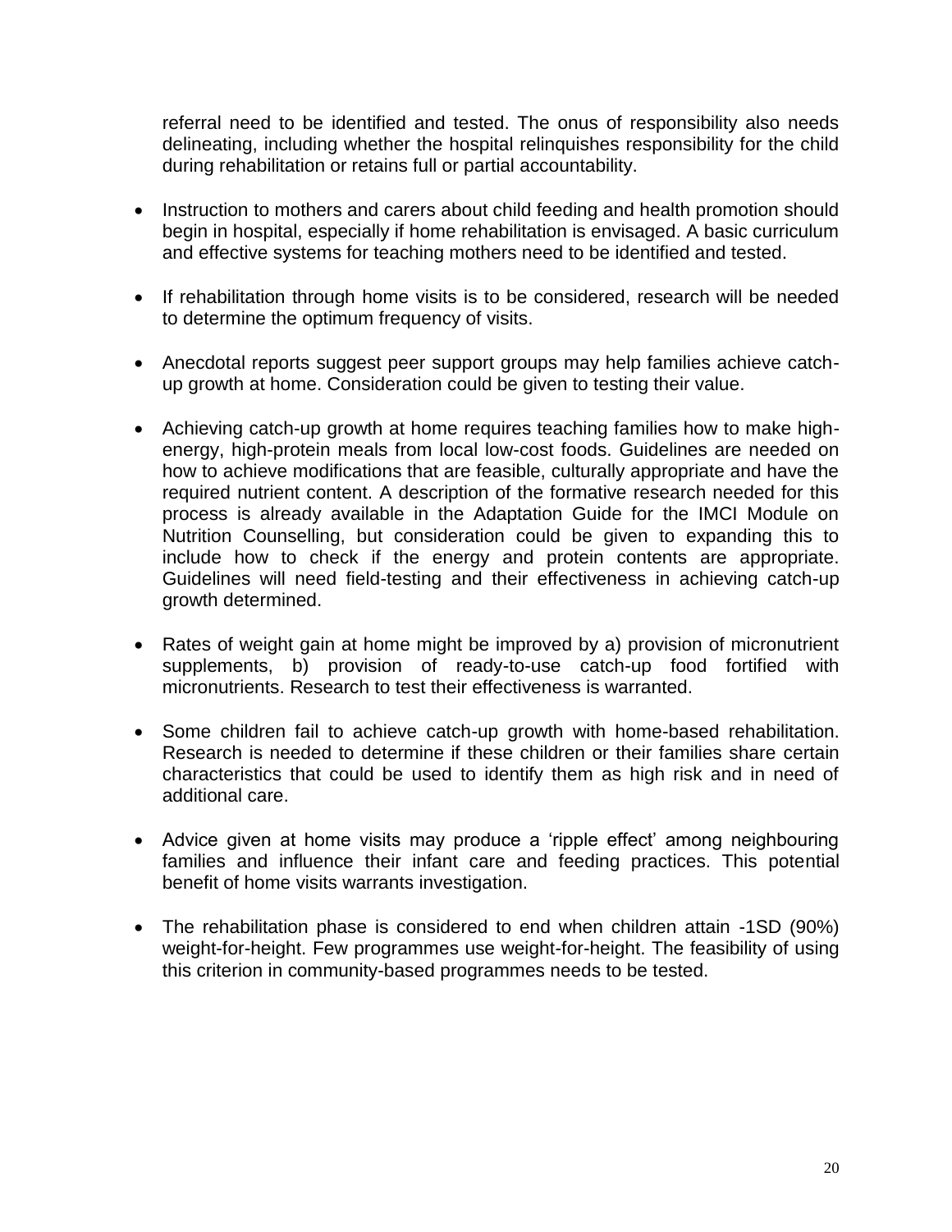referral need to be identified and tested. The onus of responsibility also needs delineating, including whether the hospital relinquishes responsibility for the child during rehabilitation or retains full or partial accountability.

- Instruction to mothers and carers about child feeding and health promotion should begin in hospital, especially if home rehabilitation is envisaged. A basic curriculum and effective systems for teaching mothers need to be identified and tested.

- If rehabilitation through home visits is to be considered, research will be needed to determine the optimum frequency of visits.

- Anecdotal reports suggest peer support groups may help families achieve catch-up growth at home. Consideration could be given to testing their value.

- Achieving catch-up growth at home requires teaching families how to make high-energy, high-protein meals from local low-cost foods. Guidelines are needed on how to achieve modifications that are feasible, culturally appropriate and have the required nutrient content. A description of the formative research needed for this process is already available in the Adaptation Guide for the IMCI Module on Nutrition Counselling, but consideration could be given to expanding this to include how to check if the energy and protein contents are appropriate. Guidelines will need field-testing and their effectiveness in achieving catch-up growth determined.

- Rates of weight gain at home might be improved by a) provision of micronutrient supplements, b) provision of ready-to-use catch-up food fortified with micronutrients. Research to test their effectiveness is warranted.

- Some children fail to achieve catch-up growth with home-based rehabilitation. Research is needed to determine if these children or their families share certain characteristics that could be used to identify them as high risk and in need of additional care.

- Advice given at home visits may produce a 'ripple effect' among neighbouring families and influence their infant care and feeding practices. This potential benefit of home visits warrants investigation.

- The rehabilitation phase is considered to end when children attain -1SD (90%) weight-for-height. Few programmes use weight-for-height. The feasibility of using this criterion in community-based programmes needs to be tested.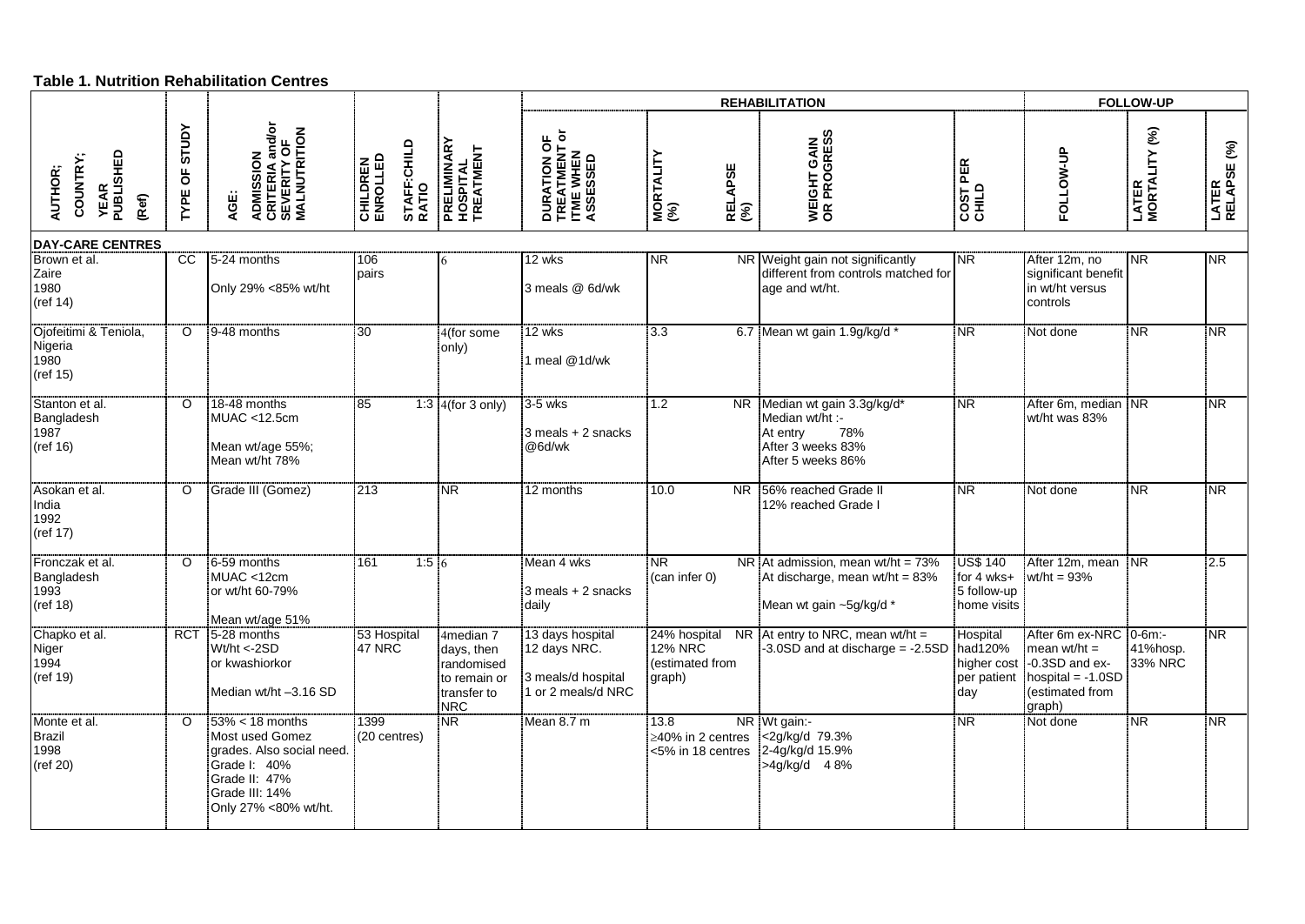**Table 1. Nutrition Rehabilitation Centres**

| AUTHOR; COUNTRY; YEAR PUBLISHED (Ref) | TYPE OF STUDY | AGE: ADMISSION CRITERIA and/or SEVERITY OF MALNUTRITION | CHILDREN ENROLLED | STAFF:CHILD RATIO | PRELIMINARY HOSPITAL TREATMENT | REHABILITATION: DURATION OF TREATMENT or TIME WHEN ASSESSED | MORTALITY (%) | RELAPSE (%) | WEIGHT GAIN OR PROGRESS | COST PER CHILD | FOLLOW-UP: FOLLOW-UP | LATER MORTALITY (%) | LATER RELAPSE (%) |
|---|---|---|---|---|---|---|---|---|---|---|---|---|---|
| **DAY-CARE CENTRES** | | | | | | | | | | | | | |
| Brown et al. Zaire 1980 (ref 14) | CC | 5-24 months<br>Only 29% <85% wt/ht | 106 pairs | | 6 | 12 wks<br>3 meals @ 6d/wk | NR | NR | Weight gain not significantly different from controls matched for age and wt/ht. | NR | After 12m, no significant benefit in wt/ht versus controls | NR | NR |
| Ojofeitimi & Teniola, Nigeria 1980 (ref 15) | O | 9-48 months | 30 | | 4(for some only) | 12 wks<br>1 meal @1d/wk | 3.3 | 6.7 | Mean wt gain 1.9g/kg/d * | NR | Not done | NR | NR |
| Stanton et al. Bangladesh 1987 (ref 16) | O | 18-48 months<br>MUAC <12.5cm<br>Mean wt/age 55%;<br>Mean wt/ht 78% | 85 | 1:3 | 4(for 3 only) | 3-5 wks<br>3 meals + 2 snacks @6d/wk | 1.2 | NR | Median wt gain 3.3g/kg/d*<br>Median wt/ht :-<br>At entry 78%<br>After 3 weeks 83%<br>After 5 weeks 86% | NR | After 6m, median wt/ht was 83% | NR | NR |
| Asokan et al. India 1992 (ref 17) | O | Grade III (Gomez) | 213 | | NR | 12 months | 10.0 | NR | 56% reached Grade II<br>12% reached Grade I | NR | Not done | NR | NR |
| Fronczak et al. Bangladesh 1993 (ref 18) | O | 6-59 months<br>MUAC <12cm<br>or wt/ht 60-79%<br>Mean wt/age 51% | 161 | 1:5 | 6 | Mean 4 wks<br>3 meals + 2 snacks daily | NR (can infer 0) | NR | At admission, mean wt/ht = 73%<br>At discharge, mean wt/ht = 83%<br>Mean wt gain ~5g/kg/d * | US$ 140 for 4 wks+ 5 follow-up home visits | After 12m, mean wt/ht = 93% | NR | 2.5 |
| Chapko et al. Niger 1994 (ref 19) | RCT | 5-28 months<br>Wt/ht <-2SD<br>or kwashiorkor<br>Median wt/ht –3.16 SD | 53 Hospital<br>47 NRC | | 4median 7 days, then randomised to remain or transfer to NRC | 13 days hospital<br>12 days NRC.<br>3 meals/d hospital<br>1 or 2 meals/d NRC | 24% hospital<br>12% NRC<br>(estimated from graph) | NR | At entry to NRC, mean wt/ht = -3.0SD and at discharge = -2.5SD | Hospital had120% higher cost per patient day | After 6m ex-NRC mean wt/ht = -0.3SD and ex-hospital = -1.0SD (estimated from graph) | 0-6m:-<br>41%hosp.<br>33% NRC | NR |
| Monte et al. Brazil 1998 (ref 20) | O | 53% < 18 months<br>Most used Gomez grades. Also social need.<br>Grade I: 40%<br>Grade II: 47%<br>Grade III: 14%<br>Only 27% <80% wt/ht. | 1399 (20 centres) | | NR | Mean 8.7 m | 13.8<br>≥40% in 2 centres<br><5% in 18 centres | NR | Wt gain:-<br><2g/kg/d 79.3%<br>2-4g/kg/d 15.9%<br>>4g/kg/d 4 8% | NR | Not done | NR | NR |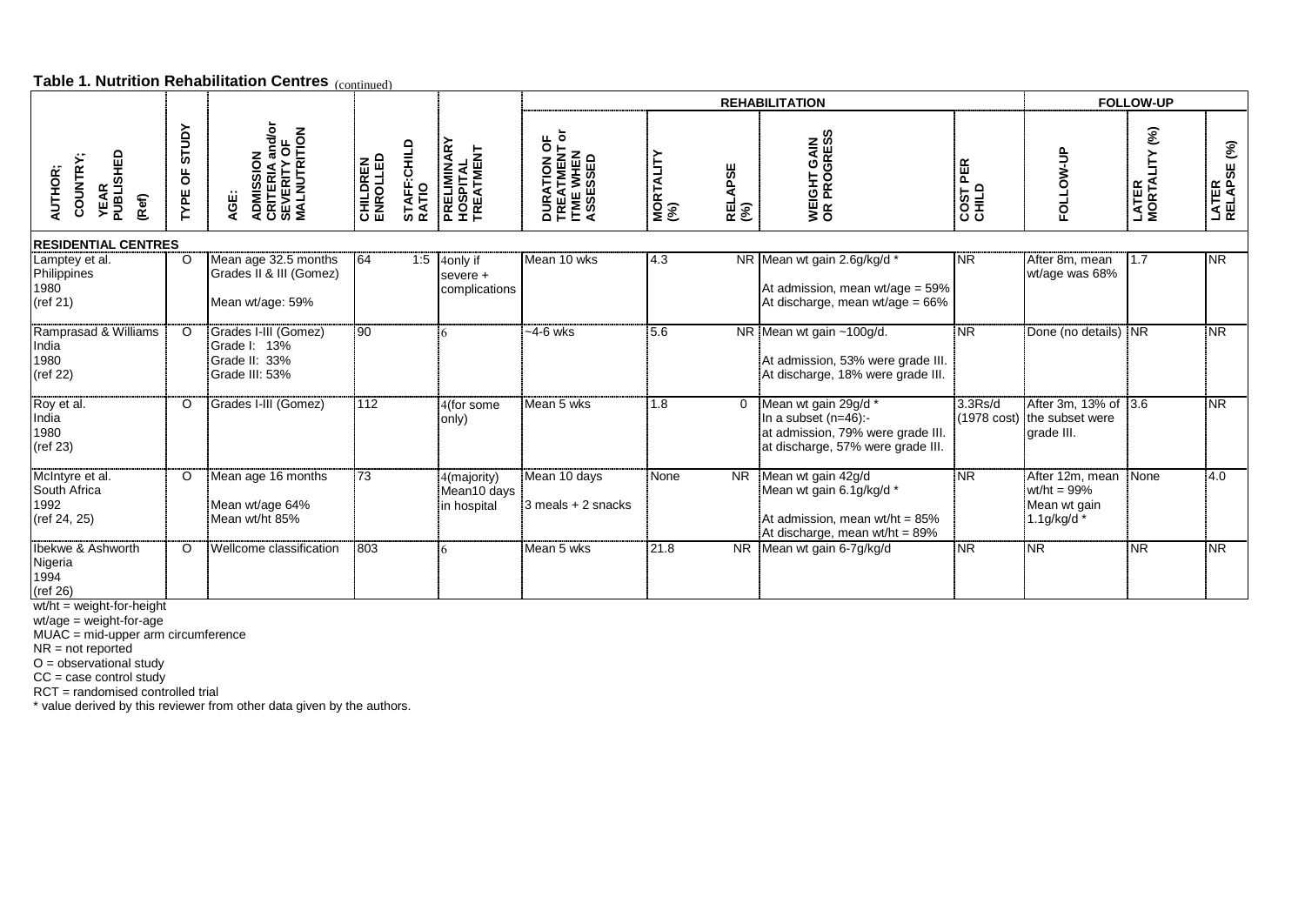**Table 1. Nutrition Rehabilitation Centres** (continued)

| | | | | | | REHABILITATION | | | | | FOLLOW-UP | | |
|---|---|---|---|---|---|---|---|---|---|---|---|---|---|
| AUTHOR; COUNTRY; YEAR PUBLISHED (Ref) | TYPE OF STUDY | AGE: ADMISSION CRITERIA and/or SEVERITY OF MALNUTRITION | CHILDREN ENROLLED | STAFF:CHILD RATIO | PRELIMINARY HOSPITAL TREATMENT | DURATION OF TREATMENT or ITME WHEN ASSESSED | MORTALITY (%) | RELAPSE (%) | WEIGHT GAIN OR PROGRESS | COST PER CHILD | FOLLOW-UP | LATER MORTALITY (%) | LATER RELAPSE (%) |
| **RESIDENTIAL CENTRES** | | | | | | | | | | | | | |
| Lamptey et al. Philippines 1980 (ref 21) | O | Mean age 32.5 months Grades II & III (Gomez) Mean wt/age: 59% | 64 | 1:5 | 4only if severe + complications | Mean 10 wks | 4.3 | NR | Mean wt gain 2.6g/kg/d * At admission, mean wt/age = 59% At discharge, mean wt/age = 66% | NR | After 8m, mean wt/age was 68% | 1.7 | NR |
| Ramprasad & Williams India 1980 (ref 22) | O | Grades I-III (Gomez) Grade I: 13% Grade II: 33% Grade III: 53% | 90 | | 6 | ~4-6 wks | 5.6 | NR | Mean wt gain ~100g/d. At admission, 53% were grade III. At discharge, 18% were grade III. | NR | Done (no details) | NR | NR |
| Roy et al. India 1980 (ref 23) | O | Grades I-III (Gomez) | 112 | | 4(for some only) | Mean 5 wks | 1.8 | 0 | Mean wt gain 29g/d * In a subset (n=46):- at admission, 79% were grade III. at discharge, 57% were grade III. | 3.3Rs/d (1978 cost) | After 3m, 13% of the subset were grade III. | 3.6 | NR |
| McIntyre et al. South Africa 1992 (ref 24, 25) | O | Mean age 16 months Mean wt/age 64% Mean wt/ht 85% | 73 | | 4(majority) Mean10 days in hospital | Mean 10 days 3 meals + 2 snacks | None | NR | Mean wt gain 42g/d Mean wt gain 6.1g/kg/d * At admission, mean wt/ht = 85% At discharge, mean wt/ht = 89% | NR | After 12m, mean wt/ht = 99% Mean wt gain 1.1g/kg/d * | None | 4.0 |
| Ibekwe & Ashworth Nigeria 1994 (ref 26) | O | Wellcome classification | 803 | | 6 | Mean 5 wks | 21.8 | NR | Mean wt gain 6-7g/kg/d | NR | NR | NR | NR |

wt/ht = weight-for-height
wt/age = weight-for-age
MUAC = mid-upper arm circumference
NR = not reported
O = observational study
CC = case control study
RCT = randomised controlled trial
* value derived by this reviewer from other data given by the authors.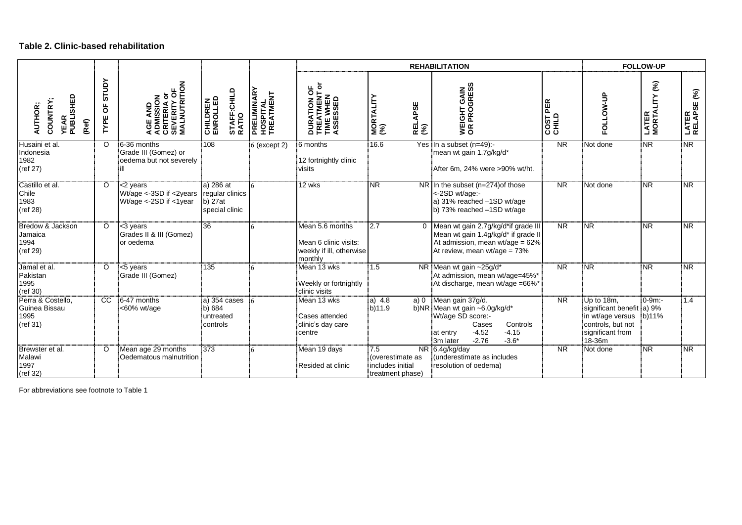### Table 2. Clinic-based rehabilitation

| AUTHOR; COUNTRY; YEAR PUBLISHED (Ref) | TYPE OF STUDY | AGE AND ADMISSION CRITERIA or SEVERITY OF MALNUTRITION | CHILDREN ENROLLED STAFF:CHILD RATIO | PRELIMINARY HOSPITAL TREATMENT | REHABILITATION | | | | | FOLLOW-UP | | |
|---|---|---|---|---|---|---|---|---|---|---|---|---|
| | | | | | DURATION OF TREATMENT or TIME WHEN ASSESSED | MORTALITY (%) | RELAPSE (%) | WEIGHT GAIN OR PROGRESS | COST PER CHILD | FOLLOW-UP | LATER MORTALITY (%) | LATER RELAPSE (%) |
| Husaini et al. Indonesia 1982 (ref 27) | O | 6-36 months Grade III (Gomez) or oedema but not severely ill | 108 | 6 (except 2) | 6 months<br>12 fortnightly clinic visits | 16.6 | Yes | In a subset (n=49):- mean wt gain 1.7g/kg/d*<br>After 6m, 24% were >90% wt/ht. | NR | Not done | NR | NR |
| Castillo et al. Chile 1983 (ref 28) | O | <2 years Wt/age <-3SD if <2years Wt/age <-2SD if <1year | a) 286 at regular clinics b) 27at special clinic | 6 | 12 wks | NR | NR | In the subset (n=274)of those <-2SD wt/age:- a) 31% reached –1SD wt/age b) 73% reached –1SD wt/age | NR | Not done | NR | NR |
| Bredow & Jackson Jamaica 1994 (ref 29) | O | <3 years Grades II & III (Gomez) or oedema | 36 | 6 | Mean 5.6 months<br>Mean 6 clinic visits: weekly if ill, otherwise monthly | 2.7 | 0 | Mean wt gain 2.7g/kg/d*if grade III Mean wt gain 1.4g/kg/d* if grade II At admission, mean wt/age = 62% At review, mean wt/age = 73% | NR | NR | NR | NR |
| Jamal et al. Pakistan 1995 (ref 30) | O | <5 years Grade III (Gomez) | 135 | 6 | Mean 13 wks<br>Weekly or fortnightly clinic visits | 1.5 | NR | Mean wt gain ~25g/d* At admission, mean wt/age=45%* At discharge, mean wt/age =66%* | NR | NR | NR | NR |
| Perra & Costello, Guinea Bissau 1995 (ref 31) | CC | 6-47 months <60% wt/age | a) 354 cases b) 684 untreated controls | 6 | Mean 13 wks<br>Cases attended clinic's day care centre | a) 4.8 b)11.9 | a) 0 b)NR | Mean gain 37g/d. Mean wt gain ~6.0g/kg/d* Wt/age SD score:- Cases / Controls: at entry -4.52 / -4.15; 3m later -2.76 / -3.6* | NR | Up to 18m, significant benefit in wt/age versus controls, but not significant from 18-36m | 0-9m:- a) 9% b)11% | 1.4 |
| Brewster et al. Malawi 1997 (ref 32) | O | Mean age 29 months Oedematous malnutrition | 373 | 6 | Mean 19 days<br>Resided at clinic | 7.5 (overestimate as includes initial treatment phase) | NR | 6.4g/kg/day (underestimate as includes resolution of oedema) | NR | Not done | NR | NR |

For abbreviations see footnote to Table 1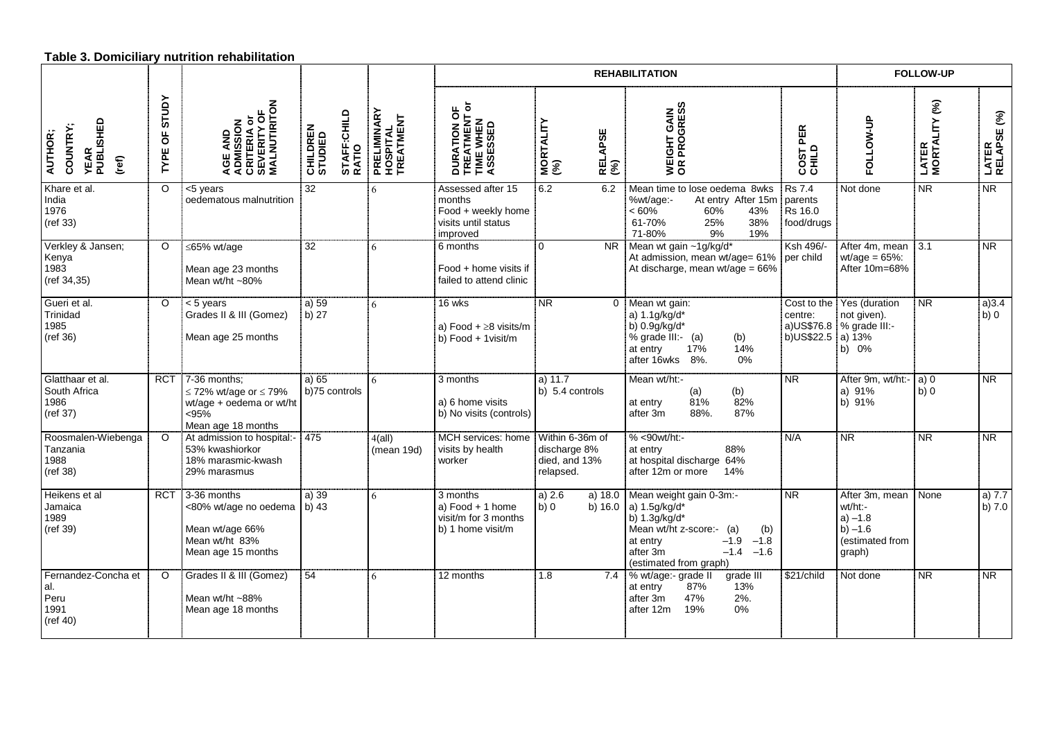**Table 3. Domiciliary nutrition rehabilitation**

| AUTHOR; COUNTRY; YEAR PUBLISHED (ref) | TYPE OF STUDY | AGE AND ADMISSION CRITERIA or SEVERITY OF MALNUTIRITON | CHILDREN STUDIED | STAFF:CHILD RATIO | PRELIMINARY HOSPITAL TREATMENT | REHABILITATION: DURATION OF TREATMENT or TIME WHEN ASSESSED | MORTALITY (%) | RELAPSE (%) | WEIGHT GAIN OR PROGRESS | COST PER CHILD | FOLLOW-UP: FOLLOW-UP | LATER MORTALITY (%) | LATER RELAPSE (%) |
|---|---|---|---|---|---|---|---|---|---|---|---|---|---|
| Khare et al. India 1976 (ref 33) | O | <5 years oedematous malnutrition | 32 | | 6 | Assessed after 15 months Food + weekly home visits until status improved | 6.2 | 6.2 | Mean time to lose oedema 8wks %wt/age:- At entry After 15m < 60% 60% 43% 61-70% 25% 38% 71-80% 9% 19% | Rs 7.4 parents Rs 16.0 food/drugs | Not done | NR | NR |
| Verkley & Jansen; Kenya 1983 (ref 34,35) | O | ≤65% wt/age Mean age 23 months Mean wt/ht ~80% | 32 | | 6 | 6 months Food + home visits if failed to attend clinic | 0 | NR | Mean wt gain ~1g/kg/d* At admission, mean wt/age= 61% At discharge, mean wt/age = 66% | Ksh 496/- per child | After 4m, mean wt/age = 65%: After 10m=68% | 3.1 | NR |
| Gueri et al. Trinidad 1985 (ref 36) | O | < 5 years Grades II & III (Gomez) Mean age 25 months | a) 59 b) 27 | | 6 | 16 wks a) Food + ≥8 visits/m b) Food + 1visit/m | NR | 0 | Mean wt gain: a) 1.1g/kg/d* b) 0.9g/kg/d* % grade III:- (a) (b) at entry 17% 14% after 16wks 8%. 0% | Cost to the centre: a)US$76.8 b)US$22.5 | Yes (duration not given). % grade III:- a) 13% b) 0% | NR | a)3.4 b) 0 |
| Glatthaar et al. South Africa 1986 (ref 37) | RCT | 7-36 months; ≤ 72% wt/age or ≤ 79% wt/age + oedema or wt/ht <95% Mean age 18 months | a) 65 b)75 controls | | 6 | 3 months a) 6 home visits b) No visits (controls) | a) 11.7 b) 5.4 controls | | Mean wt/ht:- (a) (b) at entry 81% 82% after 3m 88%. 87% | NR | After 9m, wt/ht:- a) 91% b) 91% | a) 0 b) 0 | NR |
| Roosmalen-Wiebenga Tanzania 1988 (ref 38) | O | At admission to hospital:- 53% kwashiorkor 18% marasmic-kwash 29% marasmus | 475 | | 4(all) (mean 19d) | MCH services: home visits by health worker | Within 6-36m of discharge 8% died, and 13% relapsed. | | % <90wt/ht:- at entry 88% at hospital discharge 64% after 12m or more 14% | N/A | NR | NR | NR |
| Heikens et al Jamaica 1989 (ref 39) | RCT | 3-36 months <80% wt/age no oedema Mean wt/age 66% Mean wt/ht 83% Mean age 15 months | a) 39 b) 43 | | 6 | 3 months a) Food + 1 home visit/m for 3 months b) 1 home visit/m | a) 2.6 b) 0 | a) 18.0 b) 16.0 | Mean weight gain 0-3m:- a) 1.5g/kg/d* b) 1.3g/kg/d* Mean wt/ht z-score:- (a) (b) at entry –1.9 –1.8 after 3m –1.4 –1.6 (estimated from graph) | NR | After 3m, mean wt/ht:- a) –1.8 b) –1.6 (estimated from graph) | None | a) 7.7 b) 7.0 |
| Fernandez-Concha et al. Peru 1991 (ref 40) | O | Grades II & III (Gomez) Mean wt/ht ~88% Mean age 18 months | 54 | | 6 | 12 months | 1.8 | 7.4 | % wt/age:- grade II grade III at entry 87% 13% after 3m 47% 2%. after 12m 19% 0% | $21/child | Not done | NR | NR |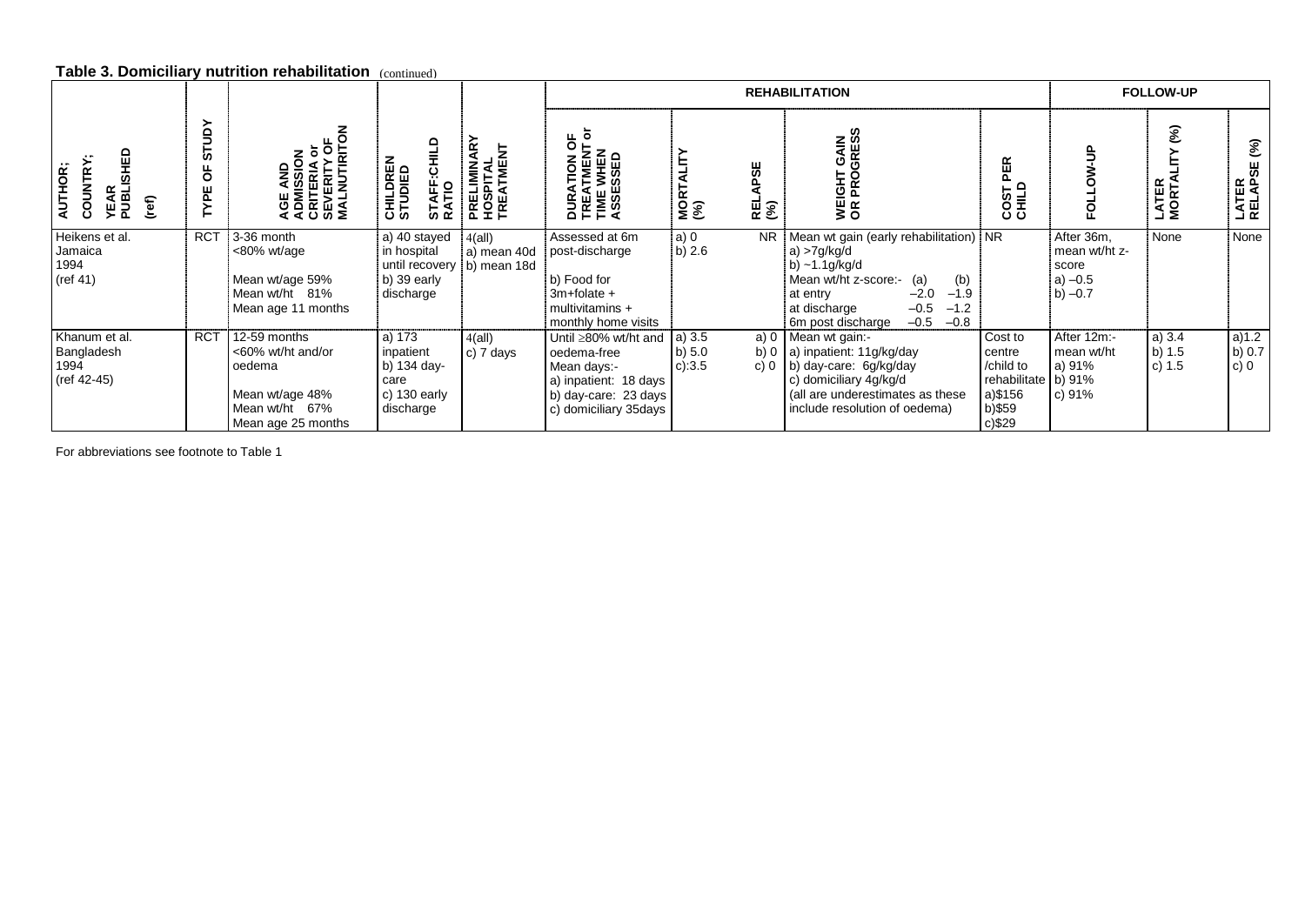**Table 3. Domiciliary nutrition rehabilitation** (continued)

| AUTHOR; COUNTRY; YEAR PUBLISHED (ref) | TYPE OF STUDY | AGE AND ADMISSION CRITERIA or SEVERITY OF MALNUTIRITON | CHILDREN STUDIED STAFF:CHILD RATIO | PRELIMINARY HOSPITAL TREATMENT | REHABILITATION | | | | | FOLLOW-UP | | |
|---|---|---|---|---|---|---|---|---|---|---|---|---|
| | | | | | DURATION OF TREATMENT or TIME WHEN ASSESSED | MORTALITY (%) | RELAPSE (%) | WEIGHT GAIN OR PROGRESS | COST PER CHILD | FOLLOW-UP | LATER MORTALITY (%) | LATER RELAPSE (%) |
| Heikens et al. Jamaica 1994 (ref 41) | RCT | 3-36 month <80% wt/age<br><br>Mean wt/age 59%<br>Mean wt/ht 81%<br>Mean age 11 months | a) 40 stayed in hospital until recovery<br>b) 39 early discharge | 4(all)<br>a) mean 40d<br>b) mean 18d | Assessed at 6m post-discharge<br><br>b) Food for 3m+folate + multivitamins + monthly home visits | a) 0<br>b) 2.6 | NR | Mean wt gain (early rehabilitation)<br>a) >7g/kg/d<br>b) ~1.1g/kg/d<br>Mean wt/ht z-score:- (a) (b)<br>at entry –2.0 –1.9<br>at discharge –0.5 –1.2<br>6m post discharge –0.5 –0.8 | NR | After 36m, mean wt/ht z-score<br>a) –0.5<br>b) –0.7 | None | None |
| Khanum et al. Bangladesh 1994 (ref 42-45) | RCT | 12-59 months <60% wt/ht and/or oedema<br><br>Mean wt/age 48%<br>Mean wt/ht 67%<br>Mean age 25 months | a) 173 inpatient<br>b) 134 day-care<br>c) 130 early discharge | 4(all)<br>c) 7 days | Until ≥80% wt/ht and oedema-free<br>Mean days:-<br>a) inpatient: 18 days<br>b) day-care: 23 days<br>c) domiciliary 35days | a) 3.5<br>b) 5.0<br>c):3.5 | a) 0<br>b) 0<br>c) 0 | Mean wt gain:-<br>a) inpatient: 11g/kg/day<br>b) day-care: 6g/kg/day<br>c) domiciliary 4g/kg/d<br>(all are underestimates as these include resolution of oedema) | Cost to centre /child to rehabilitate<br>a)$156<br>b)$59<br>c)$29 | After 12m:-<br>mean wt/ht<br>a) 91%<br>b) 91%<br>c) 91% | a) 3.4<br>b) 1.5<br>c) 1.5 | a)1.2<br>b) 0.7<br>c) 0 |

For abbreviations see footnote to Table 1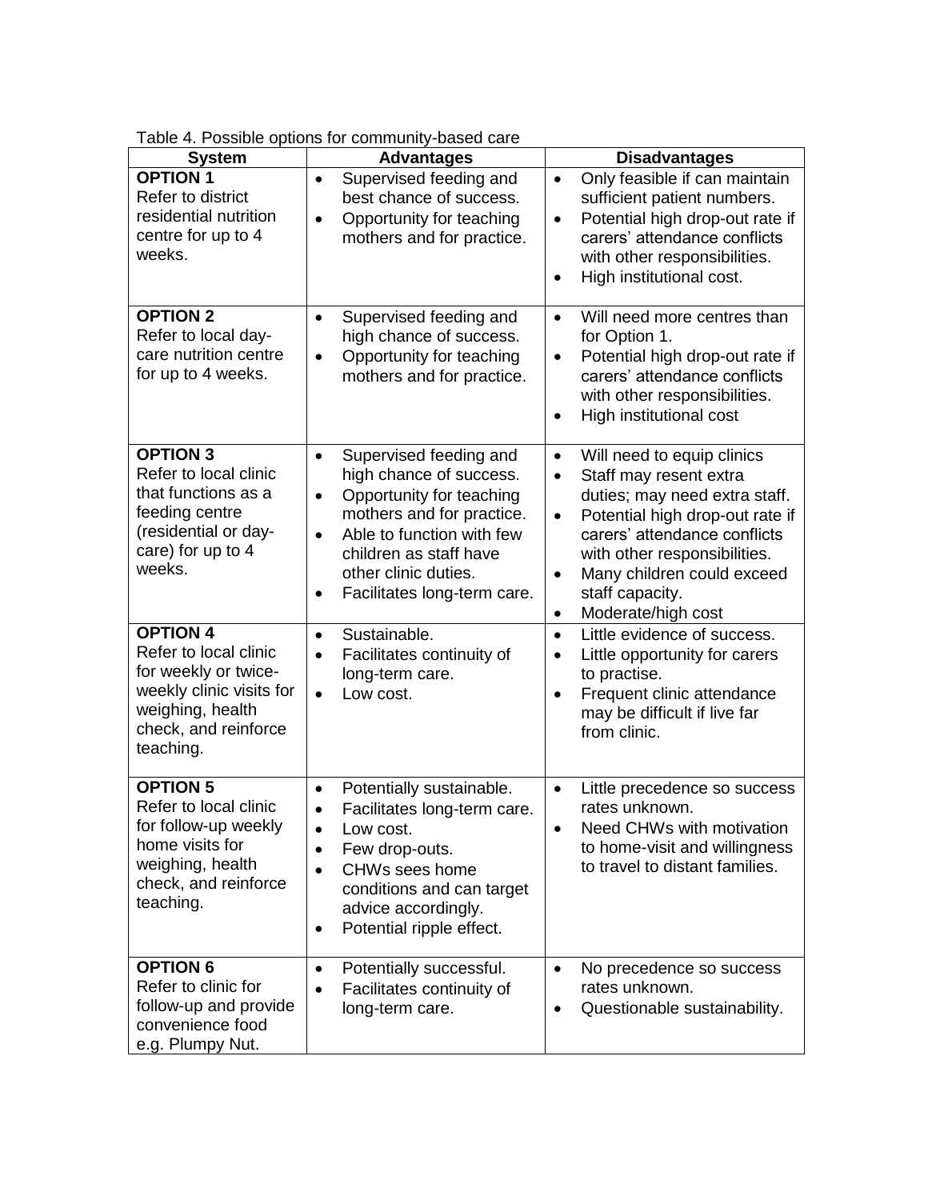Table 4. Possible options for community-based care

| System | Advantages | Disadvantages |
|---|---|---|
| **OPTION 1**<br>Refer to district residential nutrition centre for up to 4 weeks. | • Supervised feeding and best chance of success.<br>• Opportunity for teaching mothers and for practice. | • Only feasible if can maintain sufficient patient numbers.<br>• Potential high drop-out rate if carers' attendance conflicts with other responsibilities.<br>• High institutional cost. |
| **OPTION 2**<br>Refer to local day-care nutrition centre for up to 4 weeks. | • Supervised feeding and high chance of success.<br>• Opportunity for teaching mothers and for practice. | • Will need more centres than for Option 1.<br>• Potential high drop-out rate if carers' attendance conflicts with other responsibilities.<br>• High institutional cost |
| **OPTION 3**<br>Refer to local clinic that functions as a feeding centre (residential or day-care) for up to 4 weeks. | • Supervised feeding and high chance of success.<br>• Opportunity for teaching mothers and for practice.<br>• Able to function with few children as staff have other clinic duties.<br>• Facilitates long-term care. | • Will need to equip clinics<br>• Staff may resent extra duties; may need extra staff.<br>• Potential high drop-out rate if carers' attendance conflicts with other responsibilities.<br>• Many children could exceed staff capacity.<br>• Moderate/high cost |
| **OPTION 4**<br>Refer to local clinic for weekly or twice-weekly clinic visits for weighing, health check, and reinforce teaching. | • Sustainable.<br>• Facilitates continuity of long-term care.<br>• Low cost. | • Little evidence of success.<br>• Little opportunity for carers to practise.<br>• Frequent clinic attendance may be difficult if live far from clinic. |
| **OPTION 5**<br>Refer to local clinic for follow-up weekly home visits for weighing, health check, and reinforce teaching. | • Potentially sustainable.<br>• Facilitates long-term care.<br>• Low cost.<br>• Few drop-outs.<br>• CHWs sees home conditions and can target advice accordingly.<br>• Potential ripple effect. | • Little precedence so success rates unknown.<br>• Need CHWs with motivation to home-visit and willingness to travel to distant families. |
| **OPTION 6**<br>Refer to clinic for follow-up and provide convenience food e.g. Plumpy Nut. | • Potentially successful.<br>• Facilitates continuity of long-term care. | • No precedence so success rates unknown.<br>• Questionable sustainability. |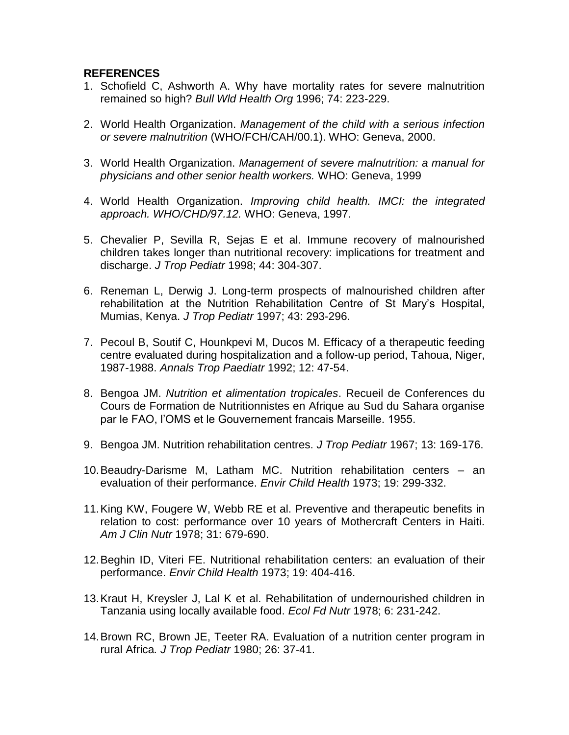**REFERENCES**

1. Schofield C, Ashworth A. Why have mortality rates for severe malnutrition remained so high? *Bull Wld Health Org* 1996; 74: 223-229.

2. World Health Organization. *Management of the child with a serious infection or severe malnutrition* (WHO/FCH/CAH/00.1). WHO: Geneva, 2000.

3. World Health Organization. *Management of severe malnutrition: a manual for physicians and other senior health workers.* WHO: Geneva, 1999

4. World Health Organization. *Improving child health. IMCI: the integrated approach. WHO/CHD/97.12.* WHO: Geneva, 1997.

5. Chevalier P, Sevilla R, Sejas E et al. Immune recovery of malnourished children takes longer than nutritional recovery: implications for treatment and discharge. *J Trop Pediatr* 1998; 44: 304-307.

6. Reneman L, Derwig J. Long-term prospects of malnourished children after rehabilitation at the Nutrition Rehabilitation Centre of St Mary's Hospital, Mumias, Kenya. *J Trop Pediatr* 1997; 43: 293-296.

7. Pecoul B, Soutif C, Hounkpevi M, Ducos M. Efficacy of a therapeutic feeding centre evaluated during hospitalization and a follow-up period, Tahoua, Niger, 1987-1988. *Annals Trop Paediatr* 1992; 12: 47-54.

8. Bengoa JM. *Nutrition et alimentation tropicales*. Recueil de Conferences du Cours de Formation de Nutritionnistes en Afrique au Sud du Sahara organise par le FAO, l'OMS et le Gouvernement francais Marseille. 1955.

9. Bengoa JM. Nutrition rehabilitation centres. *J Trop Pediatr* 1967; 13: 169-176.

10. Beaudry-Darisme M, Latham MC. Nutrition rehabilitation centers – an evaluation of their performance. *Envir Child Health* 1973; 19: 299-332.

11. King KW, Fougere W, Webb RE et al. Preventive and therapeutic benefits in relation to cost: performance over 10 years of Mothercraft Centers in Haiti. *Am J Clin Nutr* 1978; 31: 679-690.

12. Beghin ID, Viteri FE. Nutritional rehabilitation centers: an evaluation of their performance. *Envir Child Health* 1973; 19: 404-416.

13. Kraut H, Kreysler J, Lal K et al. Rehabilitation of undernourished children in Tanzania using locally available food. *Ecol Fd Nutr* 1978; 6: 231-242.

14. Brown RC, Brown JE, Teeter RA. Evaluation of a nutrition center program in rural Africa*. J Trop Pediatr* 1980; 26: 37-41.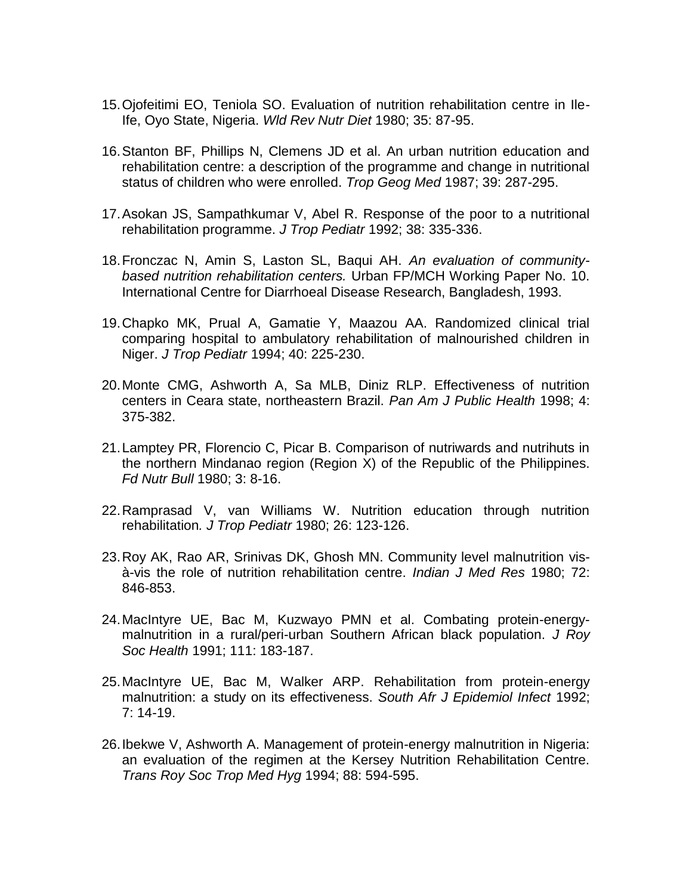15. Ojofeitimi EO, Teniola SO. Evaluation of nutrition rehabilitation centre in Ile-Ife, Oyo State, Nigeria. *Wld Rev Nutr Diet* 1980; 35: 87-95.

16. Stanton BF, Phillips N, Clemens JD et al. An urban nutrition education and rehabilitation centre: a description of the programme and change in nutritional status of children who were enrolled. *Trop Geog Med* 1987; 39: 287-295.

17. Asokan JS, Sampathkumar V, Abel R. Response of the poor to a nutritional rehabilitation programme. *J Trop Pediatr* 1992; 38: 335-336.

18. Fronczac N, Amin S, Laston SL, Baqui AH. *An evaluation of community-based nutrition rehabilitation centers.* Urban FP/MCH Working Paper No. 10. International Centre for Diarrhoeal Disease Research, Bangladesh, 1993.

19. Chapko MK, Prual A, Gamatie Y, Maazou AA. Randomized clinical trial comparing hospital to ambulatory rehabilitation of malnourished children in Niger. *J Trop Pediatr* 1994; 40: 225-230.

20. Monte CMG, Ashworth A, Sa MLB, Diniz RLP. Effectiveness of nutrition centers in Ceara state, northeastern Brazil. *Pan Am J Public Health* 1998; 4: 375-382.

21. Lamptey PR, Florencio C, Picar B. Comparison of nutriwards and nutrihuts in the northern Mindanao region (Region X) of the Republic of the Philippines. *Fd Nutr Bull* 1980; 3: 8-16.

22. Ramprasad V, van Williams W. Nutrition education through nutrition rehabilitation*. J Trop Pediatr* 1980; 26: 123-126.

23. Roy AK, Rao AR, Srinivas DK, Ghosh MN. Community level malnutrition vis-à-vis the role of nutrition rehabilitation centre. *Indian J Med Res* 1980; 72: 846-853.

24. MacIntyre UE, Bac M, Kuzwayo PMN et al. Combating protein-energy-malnutrition in a rural/peri-urban Southern African black population. *J Roy Soc Health* 1991; 111: 183-187.

25. MacIntyre UE, Bac M, Walker ARP. Rehabilitation from protein-energy malnutrition: a study on its effectiveness. *South Afr J Epidemiol Infect* 1992; 7: 14-19.

26. Ibekwe V, Ashworth A. Management of protein-energy malnutrition in Nigeria: an evaluation of the regimen at the Kersey Nutrition Rehabilitation Centre. *Trans Roy Soc Trop Med Hyg* 1994; 88: 594-595.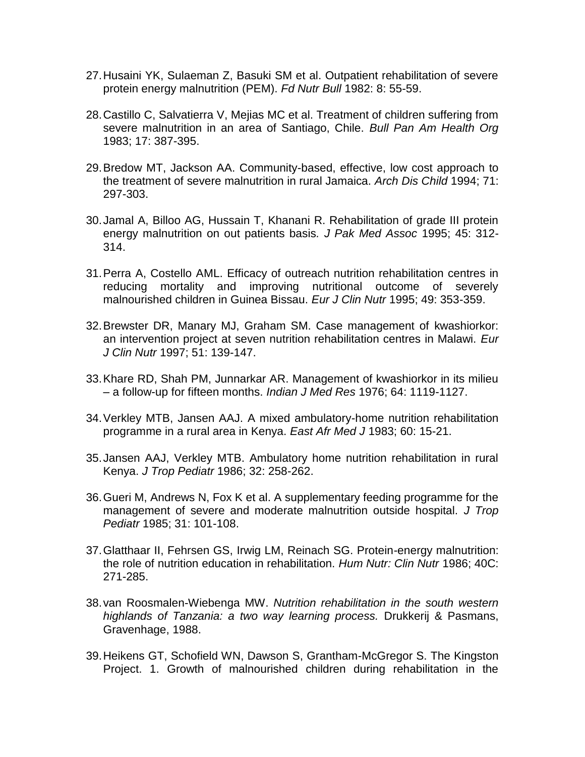27. Husaini YK, Sulaeman Z, Basuki SM et al. Outpatient rehabilitation of severe protein energy malnutrition (PEM). *Fd Nutr Bull* 1982: 8: 55-59.

28. Castillo C, Salvatierra V, Mejias MC et al. Treatment of children suffering from severe malnutrition in an area of Santiago, Chile. *Bull Pan Am Health Org* 1983; 17: 387-395.

29. Bredow MT, Jackson AA. Community-based, effective, low cost approach to the treatment of severe malnutrition in rural Jamaica. *Arch Dis Child* 1994; 71: 297-303.

30. Jamal A, Billoo AG, Hussain T, Khanani R. Rehabilitation of grade III protein energy malnutrition on out patients basis*. J Pak Med Assoc* 1995; 45: 312-314.

31. Perra A, Costello AML. Efficacy of outreach nutrition rehabilitation centres in reducing mortality and improving nutritional outcome of severely malnourished children in Guinea Bissau. *Eur J Clin Nutr* 1995; 49: 353-359.

32. Brewster DR, Manary MJ, Graham SM. Case management of kwashiorkor: an intervention project at seven nutrition rehabilitation centres in Malawi. *Eur J Clin Nutr* 1997; 51: 139-147.

33. Khare RD, Shah PM, Junnarkar AR. Management of kwashiorkor in its milieu – a follow-up for fifteen months. *Indian J Med Res* 1976; 64: 1119-1127.

34. Verkley MTB, Jansen AAJ. A mixed ambulatory-home nutrition rehabilitation programme in a rural area in Kenya. *East Afr Med J* 1983; 60: 15-21.

35. Jansen AAJ, Verkley MTB. Ambulatory home nutrition rehabilitation in rural Kenya. *J Trop Pediatr* 1986; 32: 258-262.

36. Gueri M, Andrews N, Fox K et al. A supplementary feeding programme for the management of severe and moderate malnutrition outside hospital. *J Trop Pediatr* 1985; 31: 101-108.

37. Glatthaar II, Fehrsen GS, Irwig LM, Reinach SG. Protein-energy malnutrition: the role of nutrition education in rehabilitation. *Hum Nutr: Clin Nutr* 1986; 40C: 271-285.

38. van Roosmalen-Wiebenga MW. *Nutrition rehabilitation in the south western highlands of Tanzania: a two way learning process.* Drukkerij & Pasmans, Gravenhage, 1988.

39. Heikens GT, Schofield WN, Dawson S, Grantham-McGregor S. The Kingston Project. 1. Growth of malnourished children during rehabilitation in the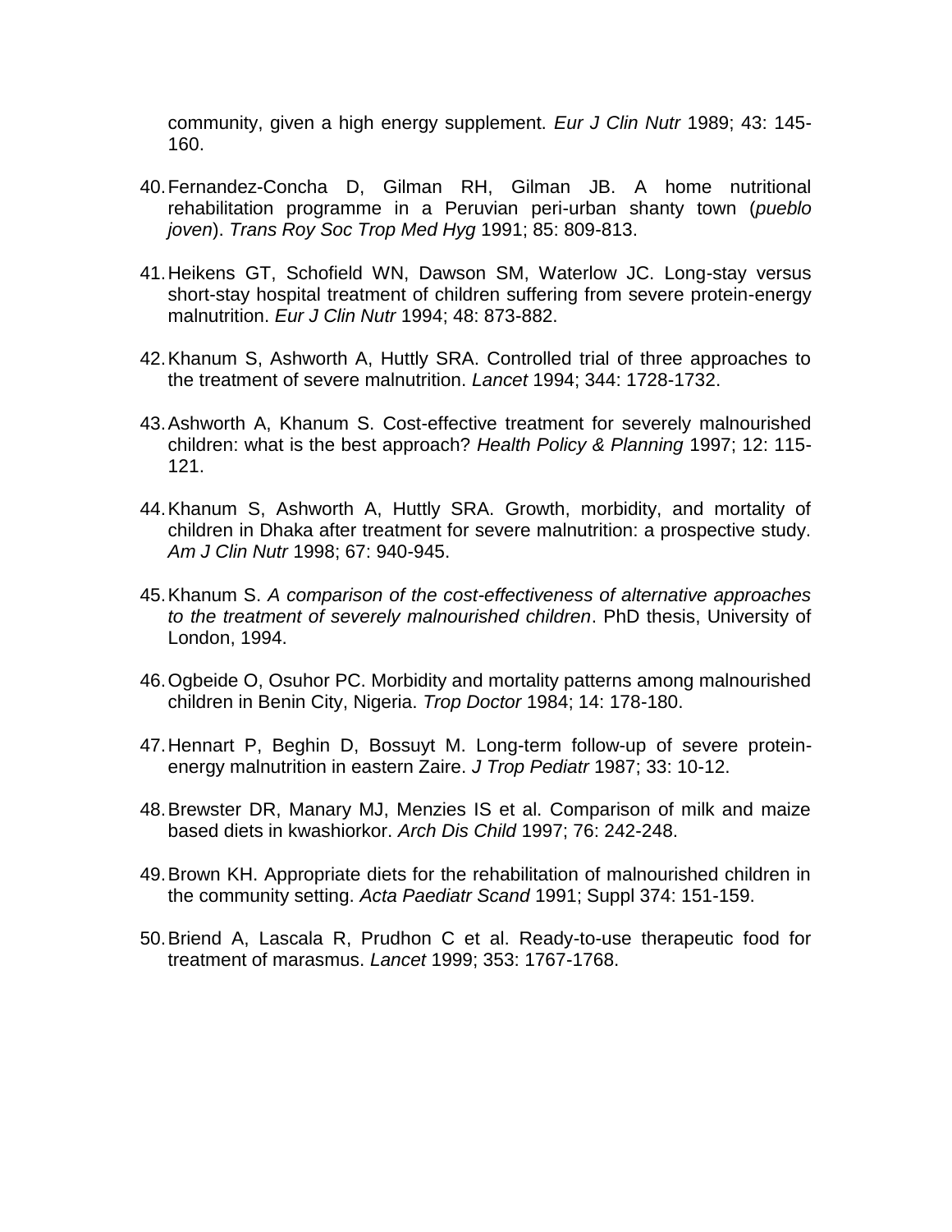community, given a high energy supplement. *Eur J Clin Nutr* 1989; 43: 145-160.

40. Fernandez-Concha D, Gilman RH, Gilman JB. A home nutritional rehabilitation programme in a Peruvian peri-urban shanty town (*pueblo joven*). *Trans Roy Soc Trop Med Hyg* 1991; 85: 809-813.

41. Heikens GT, Schofield WN, Dawson SM, Waterlow JC. Long-stay versus short-stay hospital treatment of children suffering from severe protein-energy malnutrition. *Eur J Clin Nutr* 1994; 48: 873-882.

42. Khanum S, Ashworth A, Huttly SRA. Controlled trial of three approaches to the treatment of severe malnutrition. *Lancet* 1994; 344: 1728-1732.

43. Ashworth A, Khanum S. Cost-effective treatment for severely malnourished children: what is the best approach? *Health Policy & Planning* 1997; 12: 115-121.

44. Khanum S, Ashworth A, Huttly SRA. Growth, morbidity, and mortality of children in Dhaka after treatment for severe malnutrition: a prospective study. *Am J Clin Nutr* 1998; 67: 940-945.

45. Khanum S. *A comparison of the cost-effectiveness of alternative approaches to the treatment of severely malnourished children*. PhD thesis, University of London, 1994.

46. Ogbeide O, Osuhor PC. Morbidity and mortality patterns among malnourished children in Benin City, Nigeria. *Trop Doctor* 1984; 14: 178-180.

47. Hennart P, Beghin D, Bossuyt M. Long-term follow-up of severe protein-energy malnutrition in eastern Zaire. *J Trop Pediatr* 1987; 33: 10-12.

48. Brewster DR, Manary MJ, Menzies IS et al. Comparison of milk and maize based diets in kwashiorkor. *Arch Dis Child* 1997; 76: 242-248.

49. Brown KH. Appropriate diets for the rehabilitation of malnourished children in the community setting. *Acta Paediatr Scand* 1991; Suppl 374: 151-159.

50. Briend A, Lascala R, Prudhon C et al. Ready-to-use therapeutic food for treatment of marasmus. *Lancet* 1999; 353: 1767-1768.